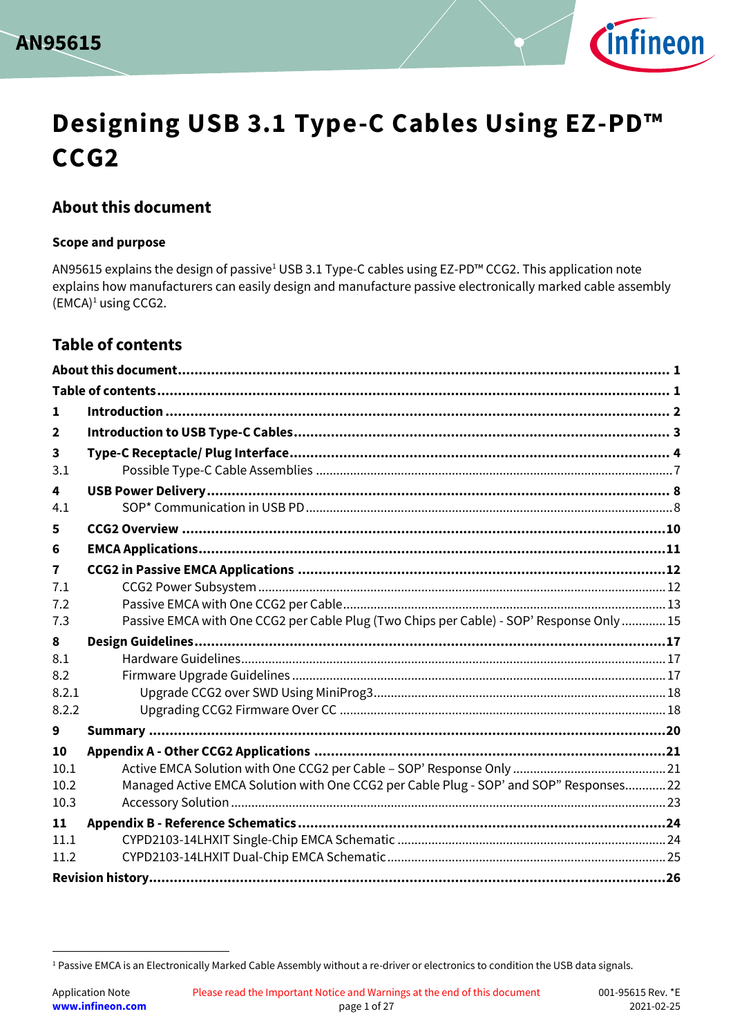# Designing USB 3.1 Type-C Cables Using EZ-PD™ CCG2

## About this document

### Scope and purpose

AN95615 explains the design of passive[1] USB 3.1 Type-C cables using EZ-PD™ CCG2. This application note explains how manufacturers can easily design and manufacture passive electronically marked cable assembly (EMCA)[1] using CCG2.

## Table of contents

**About this document ........................................................................ 1**

**Table of contents ........................................................................ 1**

**1 Introduction ........................................................................ 2**

**2 Introduction to USB Type-C Cables ........................................................................ 3**

**3 Type-C Receptacle/ Plug Interface ........................................................................ 4**

3.1 Possible Type-C Cable Assemblies ........................................................................ 7

**4 USB Power Delivery ........................................................................ 8**

4.1 SOP* Communication in USB PD ........................................................................ 8

**5 CCG2 Overview ........................................................................ 10**

**6 EMCA Applications ........................................................................ 11**

**7 CCG2 in Passive EMCA Applications ........................................................................ 12**

7.1 CCG2 Power Subsystem ........................................................................ 12

7.2 Passive EMCA with One CCG2 per Cable ........................................................................ 13

7.3 Passive EMCA with One CCG2 per Cable Plug (Two Chips per Cable) - SOP' Response Only ........................................................................ 15

**8 Design Guidelines ........................................................................ 17**

8.1 Hardware Guidelines ........................................................................ 17

8.2 Firmware Upgrade Guidelines ........................................................................ 17

8.2.1 Upgrade CCG2 over SWD Using MiniProg3 ........................................................................ 18

8.2.2 Upgrading CCG2 Firmware Over CC ........................................................................ 18

**9 Summary ........................................................................ 20**

**10 Appendix A - Other CCG2 Applications ........................................................................ 21**

10.1 Active EMCA Solution with One CCG2 per Cable – SOP' Response Only ........................................................................ 21

10.2 Managed Active EMCA Solution with One CCG2 per Cable Plug - SOP' and SOP" Responses ........................................................................ 22

10.3 Accessory Solution ........................................................................ 23

**11 Appendix B - Reference Schematics ........................................................................ 24**

11.1 CYPD2103-14LHXIT Single-Chip EMCA Schematic ........................................................................ 24

11.2 CYPD2103-14LHXIT Dual-Chip EMCA Schematic ........................................................................ 25

**Revision history ........................................................................ 26**

---

[1] Passive EMCA is an Electronically Marked Cable Assembly without a re-driver or electronics to condition the USB data signals.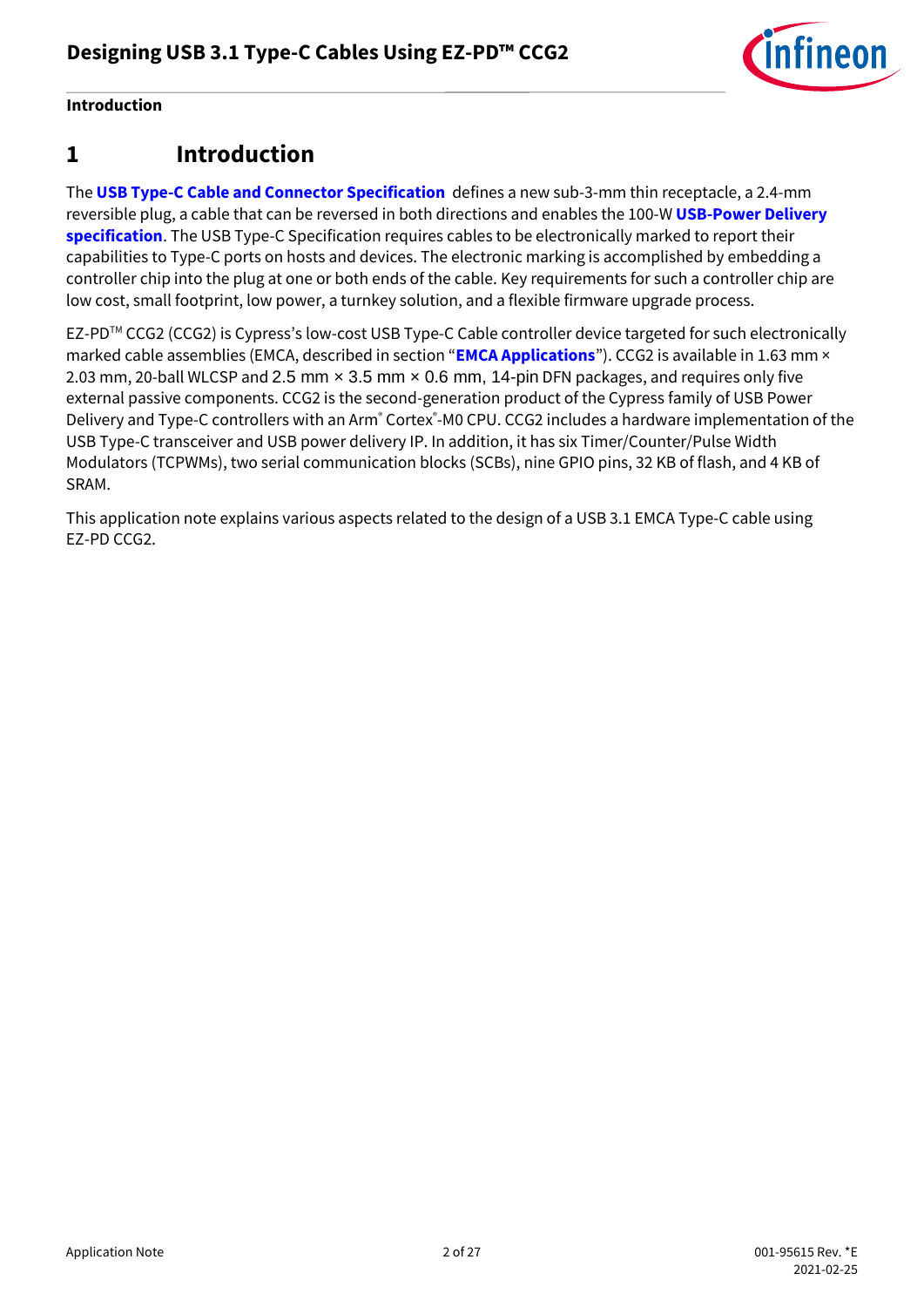# 1 Introduction

The **USB Type-C Cable and Connector Specification** defines a new sub-3-mm thin receptacle, a 2.4-mm reversible plug, a cable that can be reversed in both directions and enables the 100-W **USB-Power Delivery specification**. The USB Type-C Specification requires cables to be electronically marked to report their capabilities to Type-C ports on hosts and devices. The electronic marking is accomplished by embedding a controller chip into the plug at one or both ends of the cable. Key requirements for such a controller chip are low cost, small footprint, low power, a turnkey solution, and a flexible firmware upgrade process.

EZ-PD™ CCG2 (CCG2) is Cypress's low-cost USB Type-C Cable controller device targeted for such electronically marked cable assemblies (EMCA, described in section "**EMCA Applications**"). CCG2 is available in 1.63 mm × 2.03 mm, 20-ball WLCSP and 2.5 mm × 3.5 mm × 0.6 mm, 14-pin DFN packages, and requires only five external passive components. CCG2 is the second-generation product of the Cypress family of USB Power Delivery and Type-C controllers with an Arm® Cortex®-M0 CPU. CCG2 includes a hardware implementation of the USB Type-C transceiver and USB power delivery IP. In addition, it has six Timer/Counter/Pulse Width Modulators (TCPWMs), two serial communication blocks (SCBs), nine GPIO pins, 32 KB of flash, and 4 KB of SRAM.

This application note explains various aspects related to the design of a USB 3.1 EMCA Type-C cable using EZ-PD CCG2.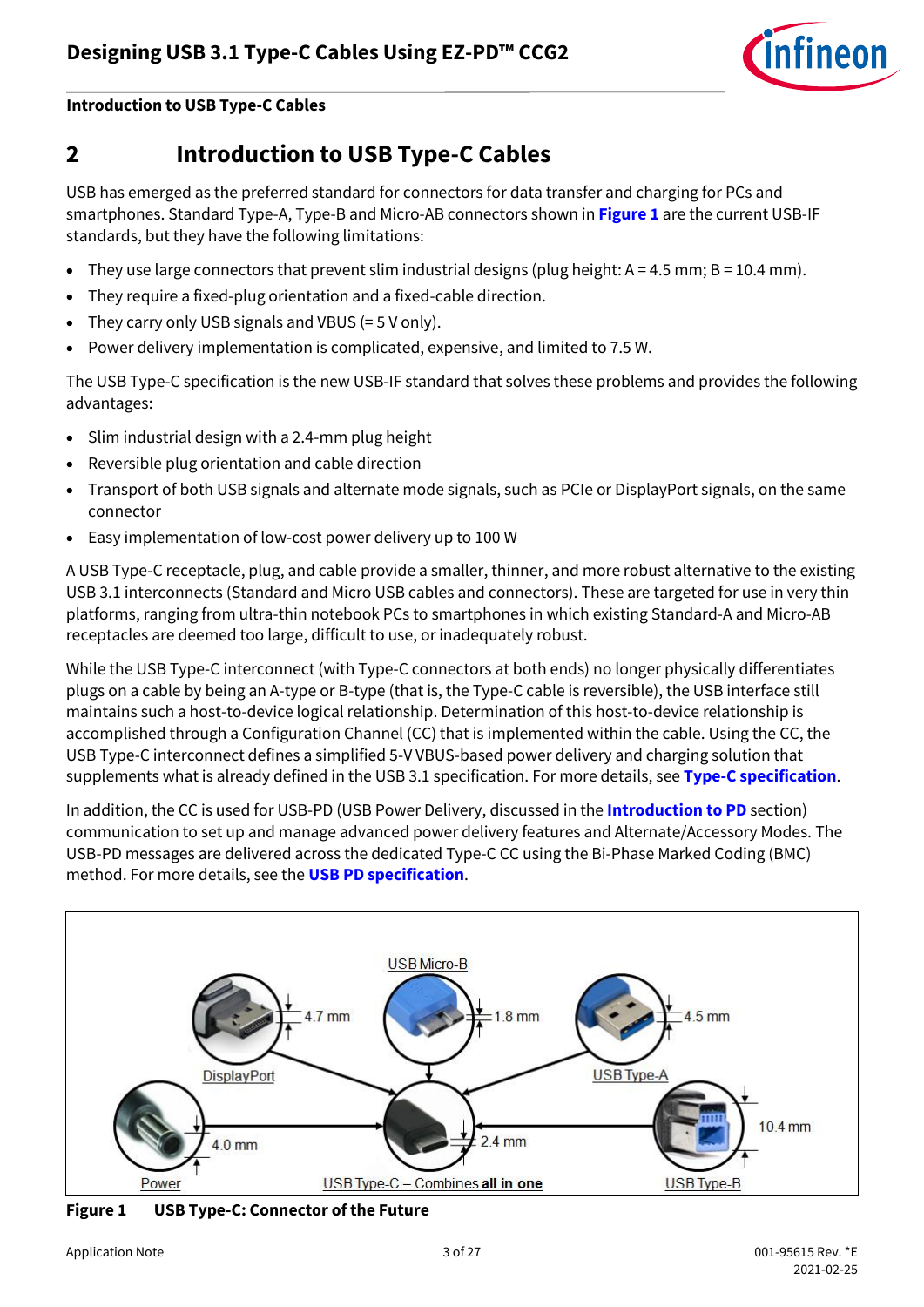## 2 Introduction to USB Type-C Cables

USB has emerged as the preferred standard for connectors for data transfer and charging for PCs and smartphones. Standard Type-A, Type-B and Micro-AB connectors shown in **Figure 1** are the current USB-IF standards, but they have the following limitations:

- They use large connectors that prevent slim industrial designs (plug height: A = 4.5 mm; B = 10.4 mm).
- They require a fixed-plug orientation and a fixed-cable direction.
- They carry only USB signals and VBUS (= 5 V only).
- Power delivery implementation is complicated, expensive, and limited to 7.5 W.

The USB Type-C specification is the new USB-IF standard that solves these problems and provides the following advantages:

- Slim industrial design with a 2.4-mm plug height
- Reversible plug orientation and cable direction
- Transport of both USB signals and alternate mode signals, such as PCIe or DisplayPort signals, on the same connector
- Easy implementation of low-cost power delivery up to 100 W

A USB Type-C receptacle, plug, and cable provide a smaller, thinner, and more robust alternative to the existing USB 3.1 interconnects (Standard and Micro USB cables and connectors). These are targeted for use in very thin platforms, ranging from ultra-thin notebook PCs to smartphones in which existing Standard-A and Micro-AB receptacles are deemed too large, difficult to use, or inadequately robust.

While the USB Type-C interconnect (with Type-C connectors at both ends) no longer physically differentiates plugs on a cable by being an A-type or B-type (that is, the Type-C cable is reversible), the USB interface still maintains such a host-to-device logical relationship. Determination of this host-to-device relationship is accomplished through a Configuration Channel (CC) that is implemented within the cable. Using the CC, the USB Type-C interconnect defines a simplified 5-V VBUS-based power delivery and charging solution that supplements what is already defined in the USB 3.1 specification. For more details, see **Type-C specification**.

In addition, the CC is used for USB-PD (USB Power Delivery, discussed in the **Introduction to PD** section) communication to set up and manage advanced power delivery features and Alternate/Accessory Modes. The USB-PD messages are delivered across the dedicated Type-C CC using the Bi-Phase Marked Coding (BMC) method. For more details, see the **USB PD specification**.

DisplayPort 4.7 mm; USB Micro-B 1.8 mm; USB Type-A 4.5 mm; Power 4.0 mm; USB Type-C – Combines **all in one** 2.4 mm; USB Type-B 10.4 mm

**Figure 1 USB Type-C: Connector of the Future**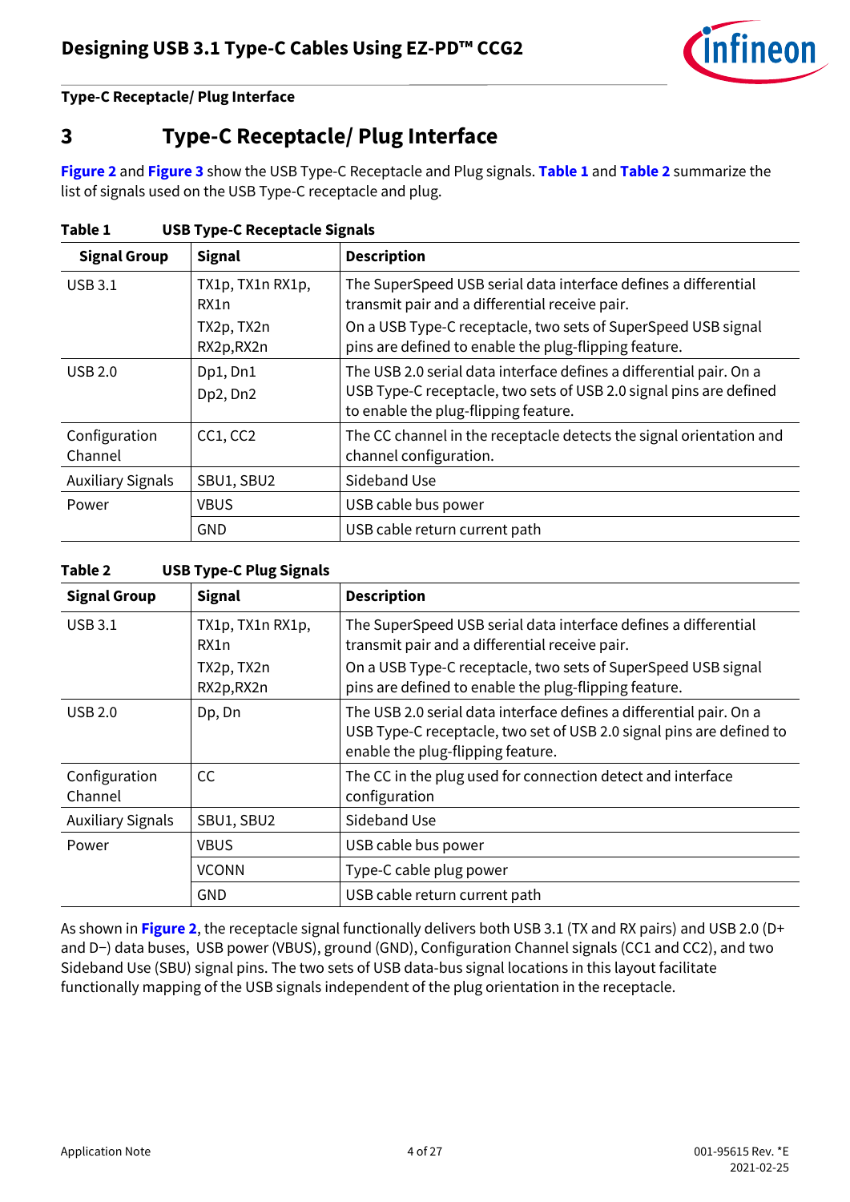# 3 Type-C Receptacle/ Plug Interface

**Figure 2** and **Figure 3** show the USB Type-C Receptacle and Plug signals. **Table 1** and **Table 2** summarize the list of signals used on the USB Type-C receptacle and plug.

**Table 1 USB Type-C Receptacle Signals**

| Signal Group | Signal | Description |
|---|---|---|
| USB 3.1 | TX1p, TX1n RX1p, RX1n<br>TX2p, TX2n RX2p,RX2n | The SuperSpeed USB serial data interface defines a differential transmit pair and a differential receive pair.<br>On a USB Type-C receptacle, two sets of SuperSpeed USB signal pins are defined to enable the plug-flipping feature. |
| USB 2.0 | Dp1, Dn1<br>Dp2, Dn2 | The USB 2.0 serial data interface defines a differential pair. On a USB Type-C receptacle, two sets of USB 2.0 signal pins are defined to enable the plug-flipping feature. |
| Configuration Channel | CC1, CC2 | The CC channel in the receptacle detects the signal orientation and channel configuration. |
| Auxiliary Signals | SBU1, SBU2 | Sideband Use |
| Power | VBUS | USB cable bus power |
| | GND | USB cable return current path |

**Table 2 USB Type-C Plug Signals**

| Signal Group | Signal | Description |
|---|---|---|
| USB 3.1 | TX1p, TX1n RX1p, RX1n<br>TX2p, TX2n RX2p,RX2n | The SuperSpeed USB serial data interface defines a differential transmit pair and a differential receive pair.<br>On a USB Type-C receptacle, two sets of SuperSpeed USB signal pins are defined to enable the plug-flipping feature. |
| USB 2.0 | Dp, Dn | The USB 2.0 serial data interface defines a differential pair. On a USB Type-C receptacle, two set of USB 2.0 signal pins are defined to enable the plug-flipping feature. |
| Configuration Channel | CC | The CC in the plug used for connection detect and interface configuration |
| Auxiliary Signals | SBU1, SBU2 | Sideband Use |
| Power | VBUS | USB cable bus power |
| | VCONN | Type-C cable plug power |
| | GND | USB cable return current path |

As shown in **Figure 2**, the receptacle signal functionally delivers both USB 3.1 (TX and RX pairs) and USB 2.0 (D+ and D−) data buses, USB power (VBUS), ground (GND), Configuration Channel signals (CC1 and CC2), and two Sideband Use (SBU) signal pins. The two sets of USB data-bus signal locations in this layout facilitate functionally mapping of the USB signals independent of the plug orientation in the receptacle.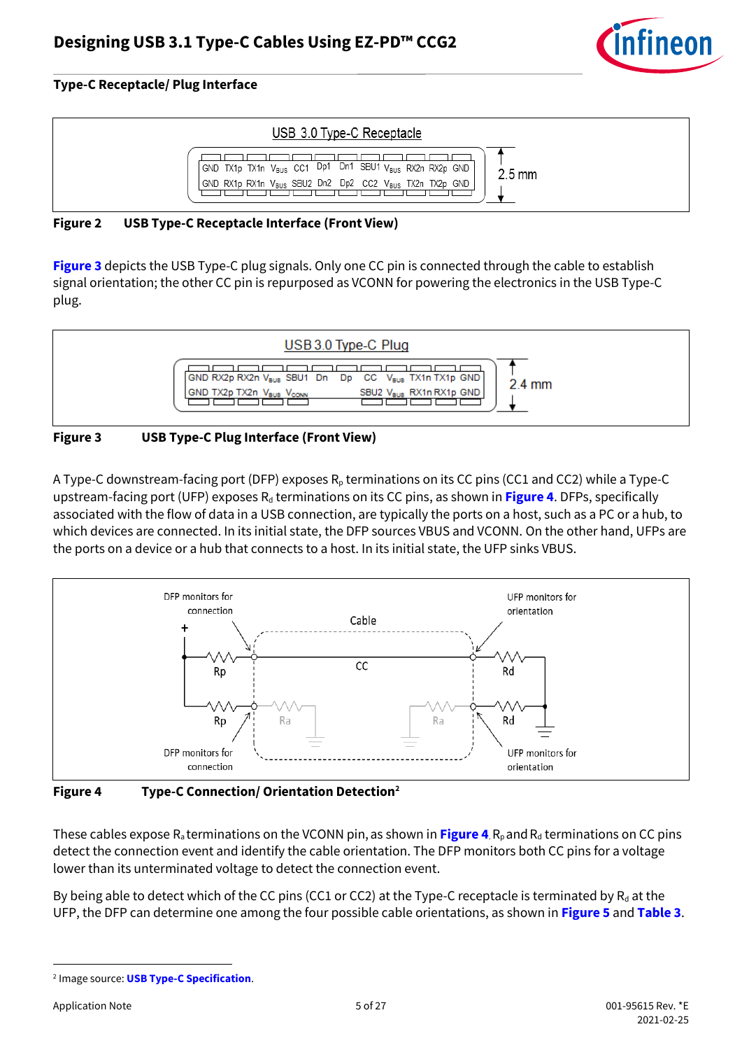### Type-C Receptacle/ Plug Interface

**Figure 2 USB Type-C Receptacle Interface (Front View)**

Figure 3 depicts the USB Type-C plug signals. Only one CC pin is connected through the cable to establish signal orientation; the other CC pin is repurposed as VCONN for powering the electronics in the USB Type-C plug.

**Figure 3 USB Type-C Plug Interface (Front View)**

A Type-C downstream-facing port (DFP) exposes $R_p$ terminations on its CC pins (CC1 and CC2) while a Type-C upstream-facing port (UFP) exposes $R_d$ terminations on its CC pins, as shown in Figure 4. DFPs, specifically associated with the flow of data in a USB connection, are typically the ports on a host, such as a PC or a hub, to which devices are connected. In its initial state, the DFP sources VBUS and VCONN. On the other hand, UFPs are the ports on a device or a hub that connects to a host. In its initial state, the UFP sinks VBUS.

**Figure 4 Type-C Connection/ Orientation Detection**[2]

These cables expose $R_a$ terminations on the VCONN pin, as shown in Figure 4. $R_p$ and $R_d$ terminations on CC pins detect the connection event and identify the cable orientation. The DFP monitors both CC pins for a voltage lower than its unterminated voltage to detect the connection event.

By being able to detect which of the CC pins (CC1 or CC2) at the Type-C receptacle is terminated by $R_d$ at the UFP, the DFP can determine one among the four possible cable orientations, as shown in Figure 5 and Table 3.

[2] Image source: USB Type-C Specification.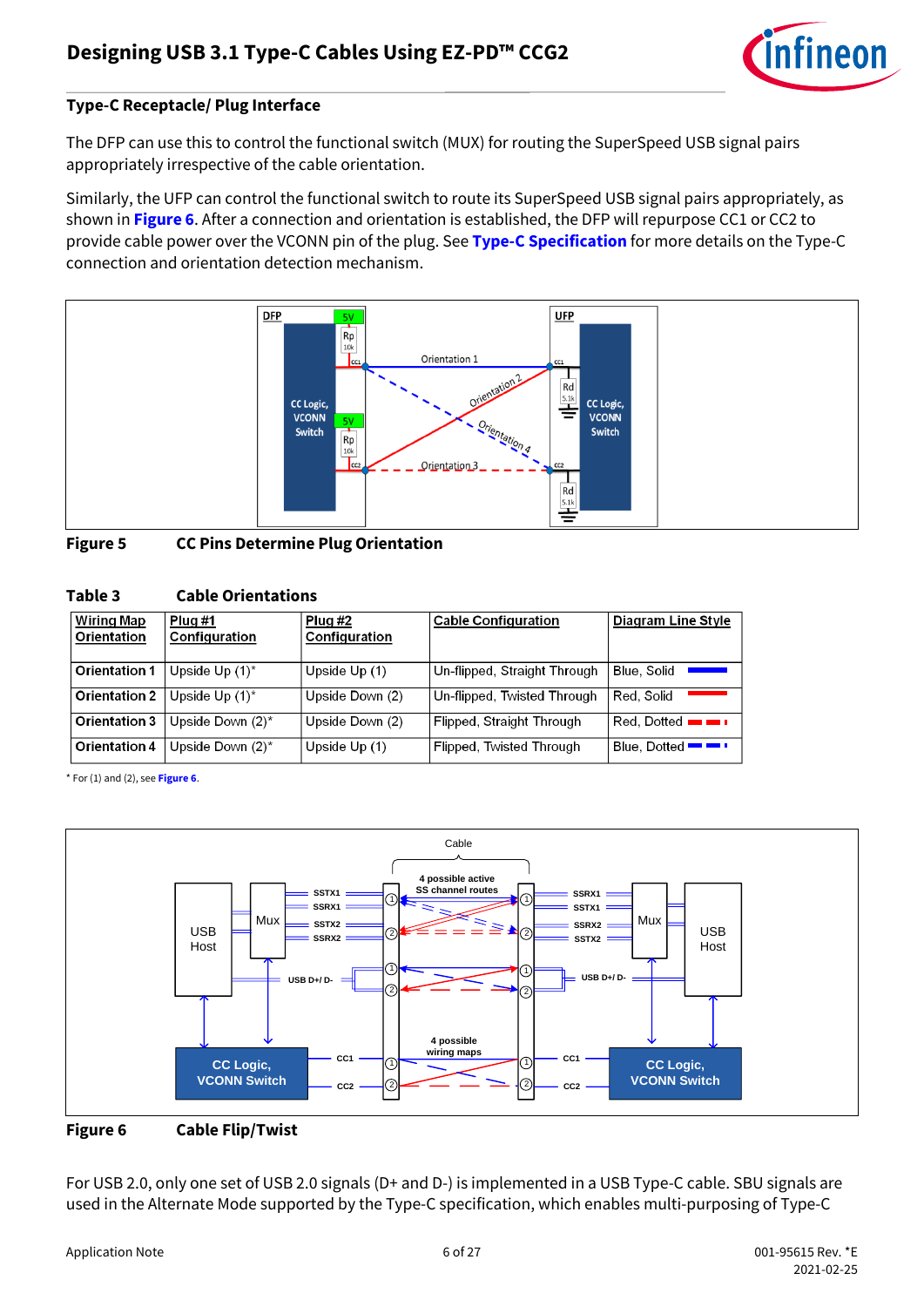### Type-C Receptacle/ Plug Interface

The DFP can use this to control the functional switch (MUX) for routing the SuperSpeed USB signal pairs appropriately irrespective of the cable orientation.

Similarly, the UFP can control the functional switch to route its SuperSpeed USB signal pairs appropriately, as shown in **Figure 6**. After a connection and orientation is established, the DFP will repurpose CC1 or CC2 to provide cable power over the VCONN pin of the plug. See **Type-C Specification** for more details on the Type-C connection and orientation detection mechanism.

**Figure 5 CC Pins Determine Plug Orientation**

**Table 3 Cable Orientations**

| Wiring Map Orientation | Plug #1 Configuration | Plug #2 Configuration | Cable Configuration | Diagram Line Style |
|---|---|---|---|---|
| **Orientation 1** | Upside Up (1)* | Upside Up (1) | Un-flipped, Straight Through | Blue, Solid |
| **Orientation 2** | Upside Up (1)* | Upside Down (2) | Un-flipped, Twisted Through | Red, Solid |
| **Orientation 3** | Upside Down (2)* | Upside Down (2) | Flipped, Straight Through | Red, Dotted |
| **Orientation 4** | Upside Down (2)* | Upside Up (1) | Flipped, Twisted Through | Blue, Dotted |

* For (1) and (2), see **Figure 6**.

**Figure 6 Cable Flip/Twist**

For USB 2.0, only one set of USB 2.0 signals (D+ and D-) is implemented in a USB Type-C cable. SBU signals are used in the Alternate Mode supported by the Type-C specification, which enables multi-purposing of Type-C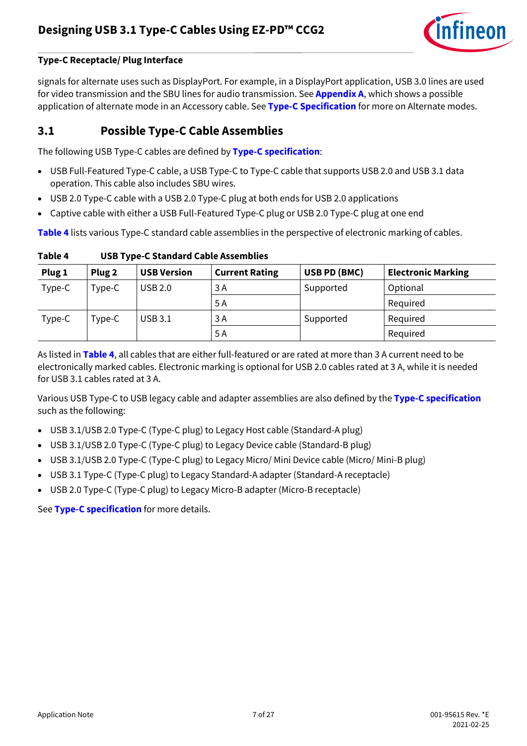**Type-C Receptacle/ Plug Interface**

signals for alternate uses such as DisplayPort. For example, in a DisplayPort application, USB 3.0 lines are used for video transmission and the SBU lines for audio transmission. See **Appendix A**, which shows a possible application of alternate mode in an Accessory cable. See **Type-C Specification** for more on Alternate modes.

## 3.1 Possible Type-C Cable Assemblies

The following USB Type-C cables are defined by **Type-C specification**:

- USB Full-Featured Type-C cable, a USB Type-C to Type-C cable that supports USB 2.0 and USB 3.1 data operation. This cable also includes SBU wires.
- USB 2.0 Type-C cable with a USB 2.0 Type-C plug at both ends for USB 2.0 applications
- Captive cable with either a USB Full-Featured Type-C plug or USB 2.0 Type-C plug at one end

**Table 4** lists various Type-C standard cable assemblies in the perspective of electronic marking of cables.

**Table 4 USB Type-C Standard Cable Assemblies**

| Plug 1 | Plug 2 | USB Version | Current Rating | USB PD (BMC) | Electronic Marking |
|---|---|---|---|---|---|
| Type-C | Type-C | USB 2.0 | 3 A | Supported | Optional |
| | | | 5 A | | Required |
| Type-C | Type-C | USB 3.1 | 3 A | Supported | Required |
| | | | 5 A | | Required |

As listed in **Table 4**, all cables that are either full-featured or are rated at more than 3 A current need to be electronically marked cables. Electronic marking is optional for USB 2.0 cables rated at 3 A, while it is needed for USB 3.1 cables rated at 3 A.

Various USB Type-C to USB legacy cable and adapter assemblies are also defined by the **Type-C specification** such as the following:

- USB 3.1/USB 2.0 Type-C (Type-C plug) to Legacy Host cable (Standard-A plug)
- USB 3.1/USB 2.0 Type-C (Type-C plug) to Legacy Device cable (Standard-B plug)
- USB 3.1/USB 2.0 Type-C (Type-C plug) to Legacy Micro/ Mini Device cable (Micro/ Mini-B plug)
- USB 3.1 Type-C (Type-C plug) to Legacy Standard-A adapter (Standard-A receptacle)
- USB 2.0 Type-C (Type-C plug) to Legacy Micro-B adapter (Micro-B receptacle)

See **Type-C specification** for more details.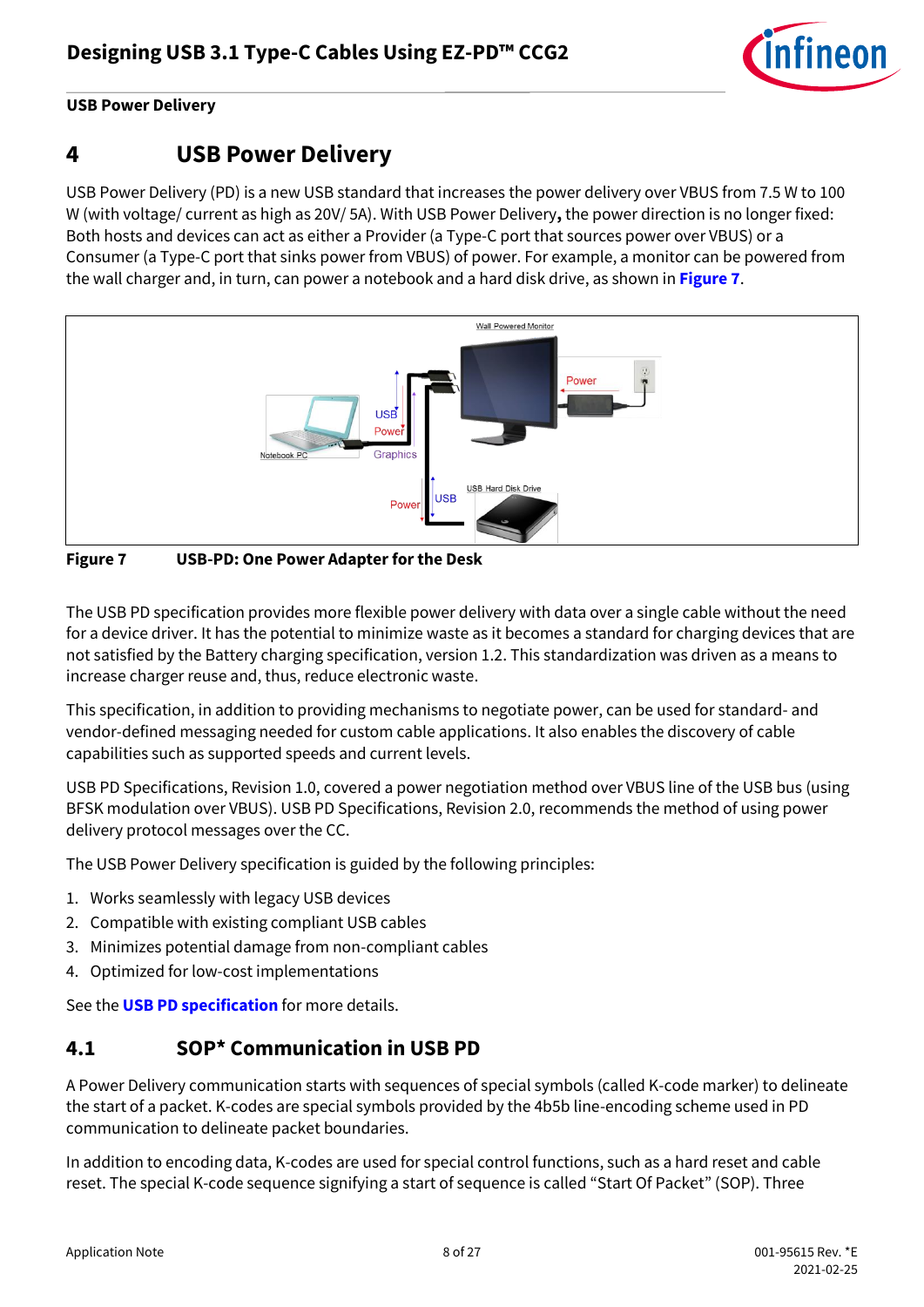# 4 USB Power Delivery

USB Power Delivery (PD) is a new USB standard that increases the power delivery over VBUS from 7.5 W to 100 W (with voltage/ current as high as 20V/ 5A). With USB Power Delivery**,** the power direction is no longer fixed: Both hosts and devices can act as either a Provider (a Type-C port that sources power over VBUS) or a Consumer (a Type-C port that sinks power from VBUS) of power. For example, a monitor can be powered from the wall charger and, in turn, can power a notebook and a hard disk drive, as shown in **Figure 7**.

**Figure 7 USB-PD: One Power Adapter for the Desk**

The USB PD specification provides more flexible power delivery with data over a single cable without the need for a device driver. It has the potential to minimize waste as it becomes a standard for charging devices that are not satisfied by the Battery charging specification, version 1.2. This standardization was driven as a means to increase charger reuse and, thus, reduce electronic waste.

This specification, in addition to providing mechanisms to negotiate power, can be used for standard- and vendor-defined messaging needed for custom cable applications. It also enables the discovery of cable capabilities such as supported speeds and current levels.

USB PD Specifications, Revision 1.0, covered a power negotiation method over VBUS line of the USB bus (using BFSK modulation over VBUS). USB PD Specifications, Revision 2.0, recommends the method of using power delivery protocol messages over the CC.

The USB Power Delivery specification is guided by the following principles:

1. Works seamlessly with legacy USB devices
2. Compatible with existing compliant USB cables
3. Minimizes potential damage from non-compliant cables
4. Optimized for low-cost implementations

See the **USB PD specification** for more details.

## 4.1 SOP* Communication in USB PD

A Power Delivery communication starts with sequences of special symbols (called K-code marker) to delineate the start of a packet. K-codes are special symbols provided by the 4b5b line-encoding scheme used in PD communication to delineate packet boundaries.

In addition to encoding data, K-codes are used for special control functions, such as a hard reset and cable reset. The special K-code sequence signifying a start of sequence is called "Start Of Packet" (SOP). Three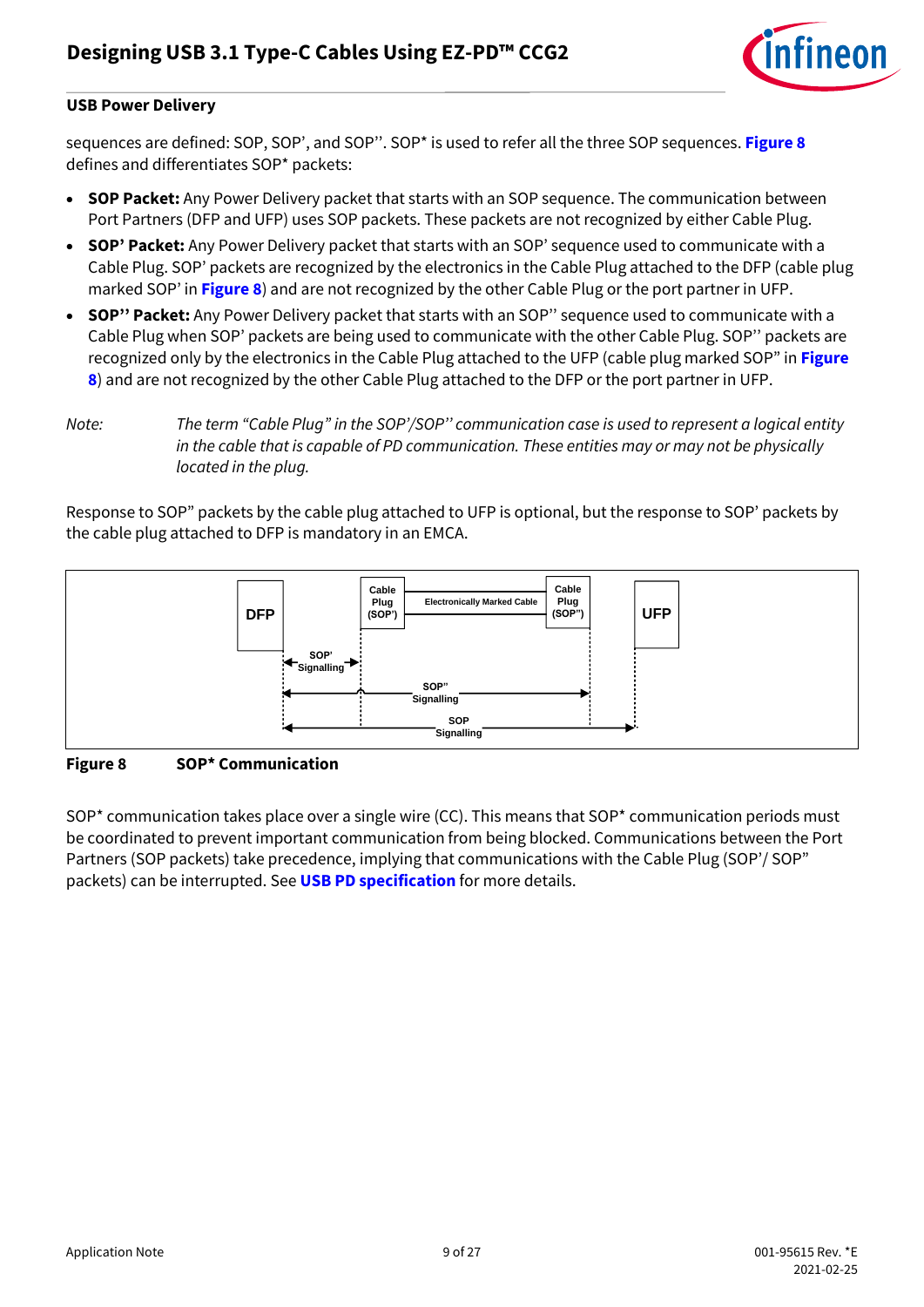sequences are defined: SOP, SOP’, and SOP’’. SOP* is used to refer all the three SOP sequences. **Figure 8** defines and differentiates SOP* packets:

- **SOP Packet:** Any Power Delivery packet that starts with an SOP sequence. The communication between Port Partners (DFP and UFP) uses SOP packets. These packets are not recognized by either Cable Plug.
- **SOP’ Packet:** Any Power Delivery packet that starts with an SOP’ sequence used to communicate with a Cable Plug. SOP’ packets are recognized by the electronics in the Cable Plug attached to the DFP (cable plug marked SOP’ in **Figure 8**) and are not recognized by the other Cable Plug or the port partner in UFP.
- **SOP’’ Packet:** Any Power Delivery packet that starts with an SOP’’ sequence used to communicate with a Cable Plug when SOP’ packets are being used to communicate with the other Cable Plug. SOP’’ packets are recognized only by the electronics in the Cable Plug attached to the UFP (cable plug marked SOP” in **Figure 8**) and are not recognized by the other Cable Plug attached to the DFP or the port partner in UFP.

*Note: The term “Cable Plug” in the SOP’/SOP’’ communication case is used to represent a logical entity in the cable that is capable of PD communication. These entities may or may not be physically located in the plug.*

Response to SOP” packets by the cable plug attached to UFP is optional, but the response to SOP’ packets by the cable plug attached to DFP is mandatory in an EMCA.

DFP | Cable Plug (SOP’) | Electronically Marked Cable | Cable Plug (SOP”) | UFP

SOP’ Signalling

SOP” Signalling

SOP Signalling

**Figure 8 SOP* Communication**

SOP* communication takes place over a single wire (CC). This means that SOP* communication periods must be coordinated to prevent important communication from being blocked. Communications between the Port Partners (SOP packets) take precedence, implying that communications with the Cable Plug (SOP’/ SOP” packets) can be interrupted. See **USB PD specification** for more details.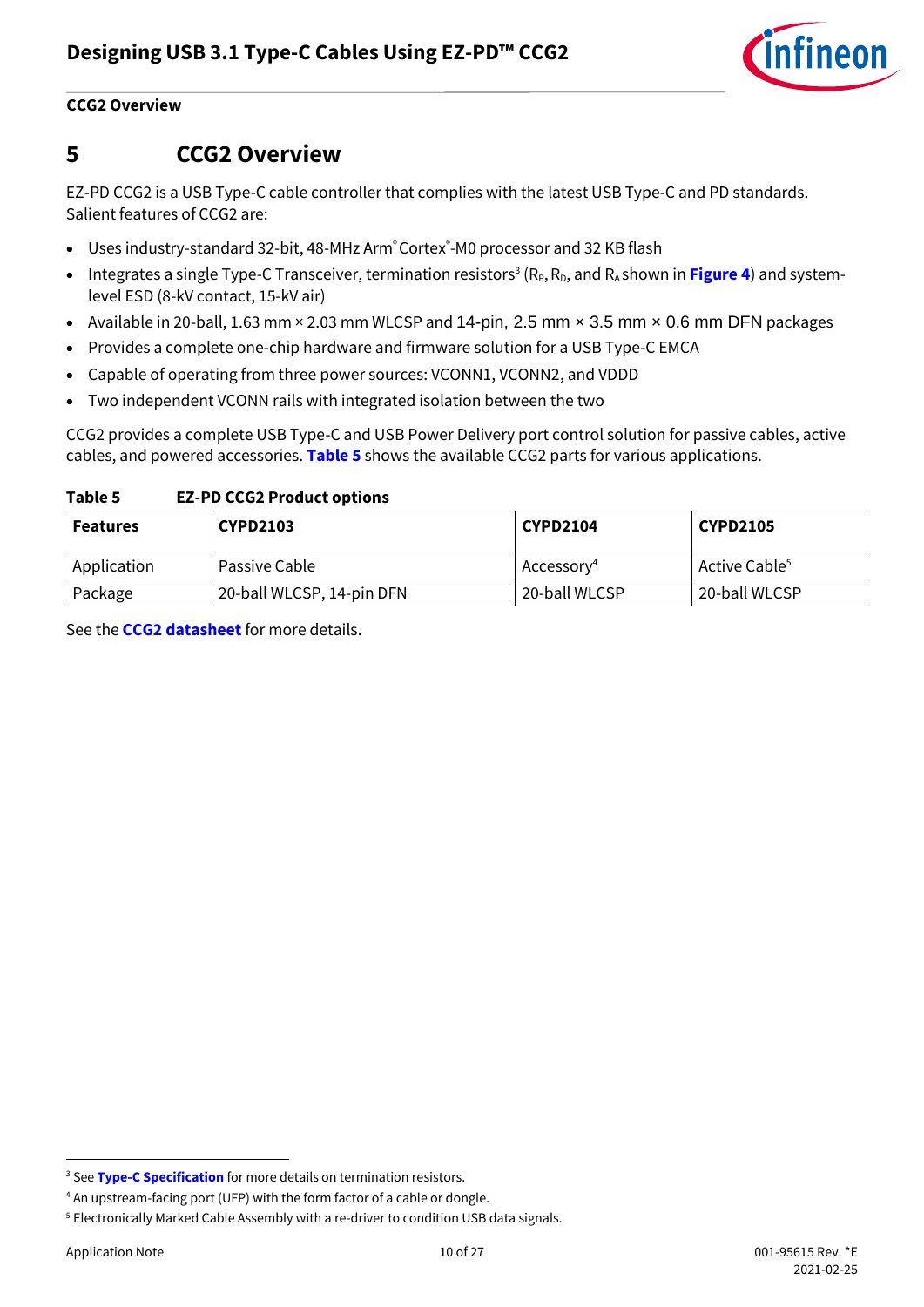## 5 CCG2 Overview

EZ-PD CCG2 is a USB Type-C cable controller that complies with the latest USB Type-C and PD standards. Salient features of CCG2 are:

- Uses industry-standard 32-bit, 48-MHz Arm® Cortex®-M0 processor and 32 KB flash
- Integrates a single Type-C Transceiver, termination resistors[3] ($R_P$, $R_D$, and $R_A$ shown in **Figure 4**) and system-level ESD (8-kV contact, 15-kV air)
- Available in 20-ball, 1.63 mm × 2.03 mm WLCSP and 14-pin, 2.5 mm × 3.5 mm × 0.6 mm DFN packages
- Provides a complete one-chip hardware and firmware solution for a USB Type-C EMCA
- Capable of operating from three power sources: VCONN1, VCONN2, and VDDD
- Two independent VCONN rails with integrated isolation between the two

CCG2 provides a complete USB Type-C and USB Power Delivery port control solution for passive cables, active cables, and powered accessories. **Table 5** shows the available CCG2 parts for various applications.

**Table 5 EZ-PD CCG2 Product options**

| Features | CYPD2103 | CYPD2104 | CYPD2105 |
|---|---|---|---|
| Application | Passive Cable | Accessory[4] | Active Cable[5] |
| Package | 20-ball WLCSP, 14-pin DFN | 20-ball WLCSP | 20-ball WLCSP |

See the **CCG2 datasheet** for more details.

---

[3] See **Type-C Specification** for more details on termination resistors.

[4] An upstream-facing port (UFP) with the form factor of a cable or dongle.

[5] Electronically Marked Cable Assembly with a re-driver to condition USB data signals.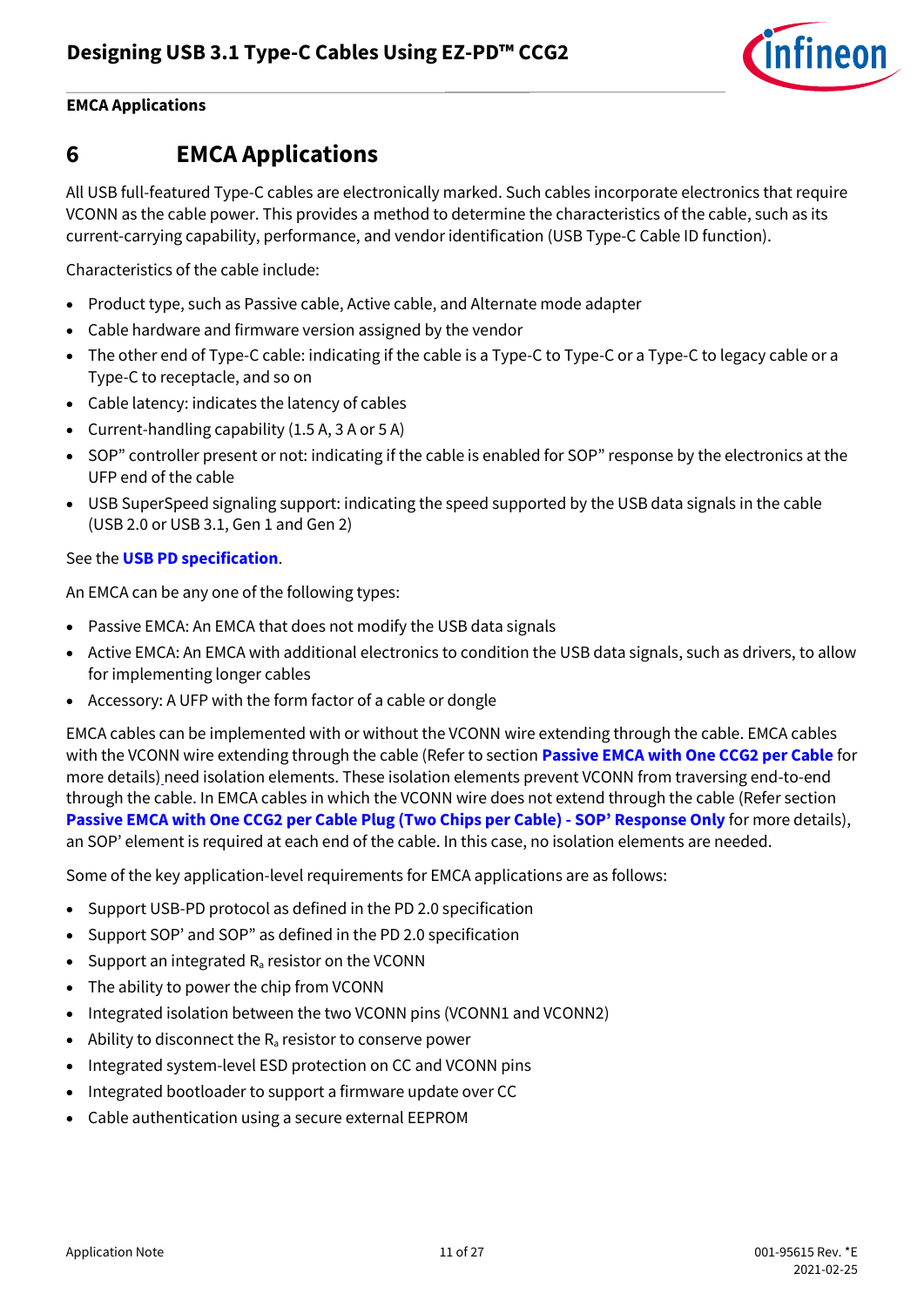# 6 EMCA Applications

All USB full-featured Type-C cables are electronically marked. Such cables incorporate electronics that require VCONN as the cable power. This provides a method to determine the characteristics of the cable, such as its current-carrying capability, performance, and vendor identification (USB Type-C Cable ID function).

Characteristics of the cable include:

- Product type, such as Passive cable, Active cable, and Alternate mode adapter
- Cable hardware and firmware version assigned by the vendor
- The other end of Type-C cable: indicating if the cable is a Type-C to Type-C or a Type-C to legacy cable or a Type-C to receptacle, and so on
- Cable latency: indicates the latency of cables
- Current-handling capability (1.5 A, 3 A or 5 A)
- SOP" controller present or not: indicating if the cable is enabled for SOP" response by the electronics at the UFP end of the cable
- USB SuperSpeed signaling support: indicating the speed supported by the USB data signals in the cable (USB 2.0 or USB 3.1, Gen 1 and Gen 2)

See the **USB PD specification**.

An EMCA can be any one of the following types:

- Passive EMCA: An EMCA that does not modify the USB data signals
- Active EMCA: An EMCA with additional electronics to condition the USB data signals, such as drivers, to allow for implementing longer cables
- Accessory: A UFP with the form factor of a cable or dongle

EMCA cables can be implemented with or without the VCONN wire extending through the cable. EMCA cables with the VCONN wire extending through the cable (Refer to section **Passive EMCA with One CCG2 per Cable** for more details) need isolation elements. These isolation elements prevent VCONN from traversing end-to-end through the cable. In EMCA cables in which the VCONN wire does not extend through the cable (Refer section **Passive EMCA with One CCG2 per Cable Plug (Two Chips per Cable) - SOP' Response Only** for more details), an SOP' element is required at each end of the cable. In this case, no isolation elements are needed.

Some of the key application-level requirements for EMCA applications are as follows:

- Support USB-PD protocol as defined in the PD 2.0 specification
- Support SOP' and SOP" as defined in the PD 2.0 specification
- Support an integrated $R_a$ resistor on the VCONN
- The ability to power the chip from VCONN
- Integrated isolation between the two VCONN pins (VCONN1 and VCONN2)
- Ability to disconnect the $R_a$ resistor to conserve power
- Integrated system-level ESD protection on CC and VCONN pins
- Integrated bootloader to support a firmware update over CC
- Cable authentication using a secure external EEPROM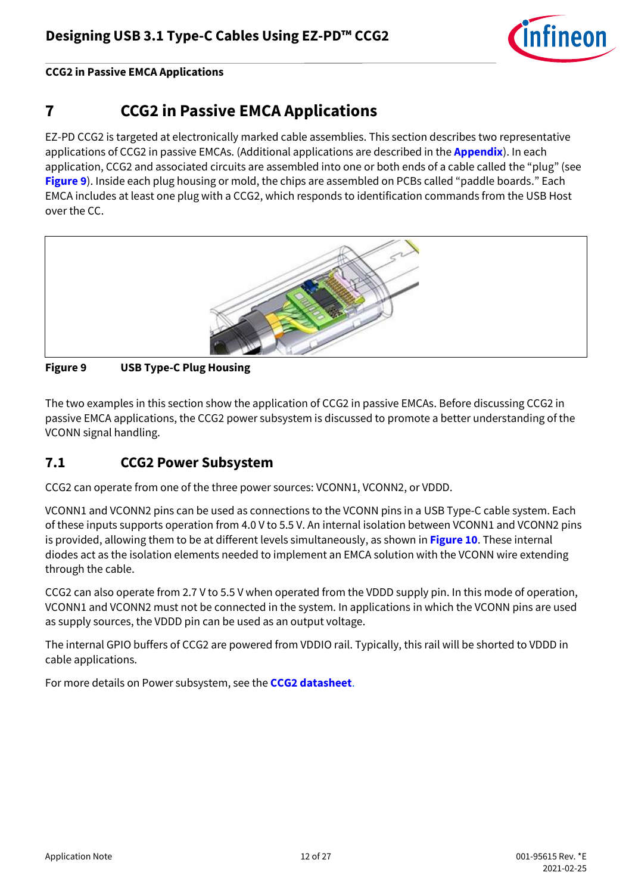# 7 CCG2 in Passive EMCA Applications

EZ-PD CCG2 is targeted at electronically marked cable assemblies. This section describes two representative applications of CCG2 in passive EMCAs. (Additional applications are described in the **Appendix**). In each application, CCG2 and associated circuits are assembled into one or both ends of a cable called the "plug" (see **Figure 9**). Inside each plug housing or mold, the chips are assembled on PCBs called "paddle boards." Each EMCA includes at least one plug with a CCG2, which responds to identification commands from the USB Host over the CC.

**Figure 9 USB Type-C Plug Housing**

The two examples in this section show the application of CCG2 in passive EMCAs. Before discussing CCG2 in passive EMCA applications, the CCG2 power subsystem is discussed to promote a better understanding of the VCONN signal handling.

## 7.1 CCG2 Power Subsystem

CCG2 can operate from one of the three power sources: VCONN1, VCONN2, or VDDD.

VCONN1 and VCONN2 pins can be used as connections to the VCONN pins in a USB Type-C cable system. Each of these inputs supports operation from 4.0 V to 5.5 V. An internal isolation between VCONN1 and VCONN2 pins is provided, allowing them to be at different levels simultaneously, as shown in **Figure 10**. These internal diodes act as the isolation elements needed to implement an EMCA solution with the VCONN wire extending through the cable.

CCG2 can also operate from 2.7 V to 5.5 V when operated from the VDDD supply pin. In this mode of operation, VCONN1 and VCONN2 must not be connected in the system. In applications in which the VCONN pins are used as supply sources, the VDDD pin can be used as an output voltage.

The internal GPIO buffers of CCG2 are powered from VDDIO rail. Typically, this rail will be shorted to VDDD in cable applications.

For more details on Power subsystem, see the **CCG2 datasheet**.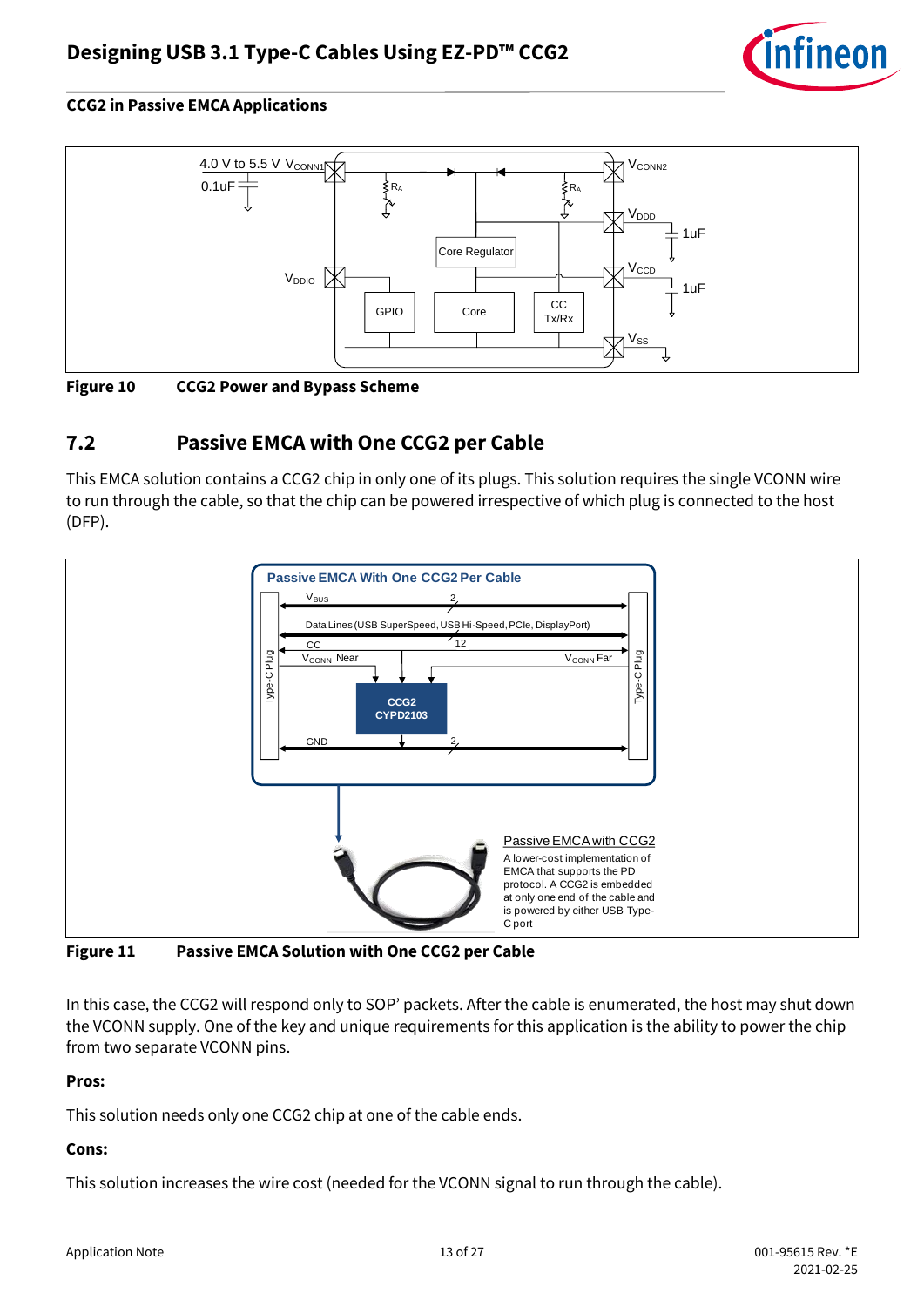## CCG2 in Passive EMCA Applications

**Figure 10 CCG2 Power and Bypass Scheme**

## 7.2 Passive EMCA with One CCG2 per Cable

This EMCA solution contains a CCG2 chip in only one of its plugs. This solution requires the single VCONN wire to run through the cable, so that the chip can be powered irrespective of which plug is connected to the host (DFP).

**Figure 11 Passive EMCA Solution with One CCG2 per Cable**

In this case, the CCG2 will respond only to SOP' packets. After the cable is enumerated, the host may shut down the VCONN supply. One of the key and unique requirements for this application is the ability to power the chip from two separate VCONN pins.

**Pros:**

This solution needs only one CCG2 chip at one of the cable ends.

**Cons:**

This solution increases the wire cost (needed for the VCONN signal to run through the cable).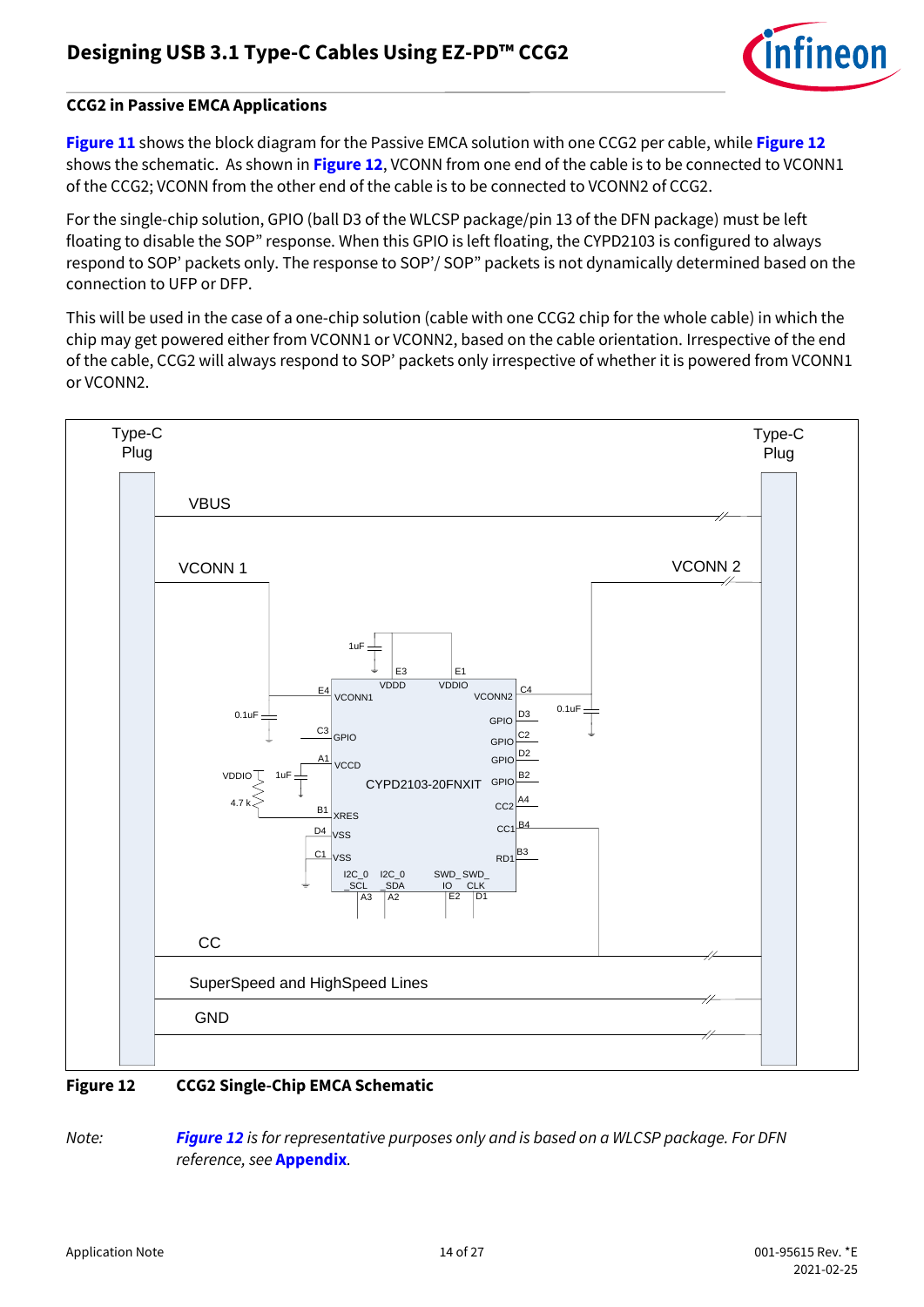## CCG2 in Passive EMCA Applications

**Figure 11** shows the block diagram for the Passive EMCA solution with one CCG2 per cable, while **Figure 12** shows the schematic. As shown in **Figure 12**, VCONN from one end of the cable is to be connected to VCONN1 of the CCG2; VCONN from the other end of the cable is to be connected to VCONN2 of CCG2.

For the single-chip solution, GPIO (ball D3 of the WLCSP package/pin 13 of the DFN package) must be left floating to disable the SOP" response. When this GPIO is left floating, the CYPD2103 is configured to always respond to SOP' packets only. The response to SOP'/ SOP" packets is not dynamically determined based on the connection to UFP or DFP.

This will be used in the case of a one-chip solution (cable with one CCG2 chip for the whole cable) in which the chip may get powered either from VCONN1 or VCONN2, based on the cable orientation. Irrespective of the end of the cable, CCG2 will always respond to SOP' packets only irrespective of whether it is powered from VCONN1 or VCONN2.

**Figure 12 CCG2 Single-Chip EMCA Schematic**

*Note:* ***Figure 12*** *is for representative purposes only and is based on a WLCSP package. For DFN reference, see* ***Appendix****.*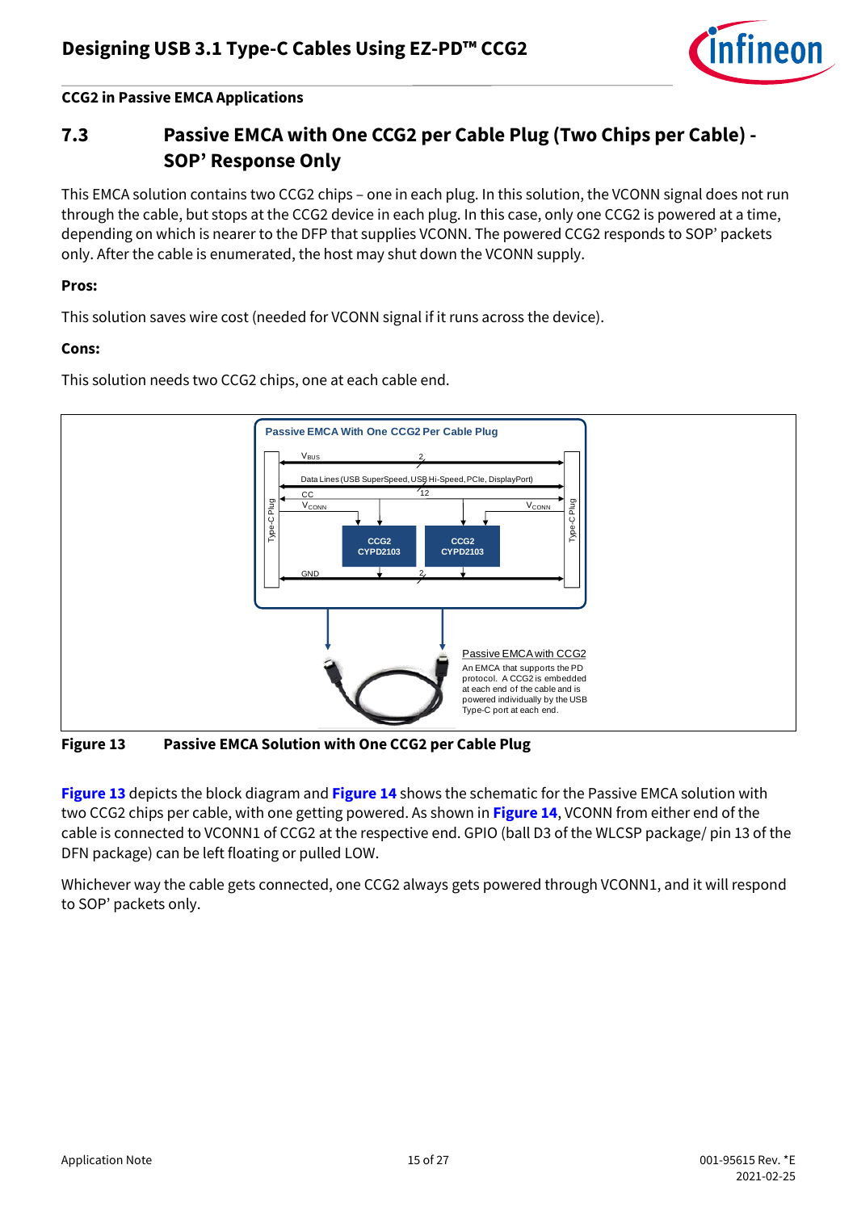## 7.3 Passive EMCA with One CCG2 per Cable Plug (Two Chips per Cable) - SOP' Response Only

This EMCA solution contains two CCG2 chips – one in each plug. In this solution, the VCONN signal does not run through the cable, but stops at the CCG2 device in each plug. In this case, only one CCG2 is powered at a time, depending on which is nearer to the DFP that supplies VCONN. The powered CCG2 responds to SOP' packets only. After the cable is enumerated, the host may shut down the VCONN supply.

**Pros:**

This solution saves wire cost (needed for VCONN signal if it runs across the device).

**Cons:**

This solution needs two CCG2 chips, one at each cable end.

**Figure 13** **Passive EMCA Solution with One CCG2 per Cable Plug**

**Figure 13** depicts the block diagram and **Figure 14** shows the schematic for the Passive EMCA solution with two CCG2 chips per cable, with one getting powered. As shown in **Figure 14**, VCONN from either end of the cable is connected to VCONN1 of CCG2 at the respective end. GPIO (ball D3 of the WLCSP package/ pin 13 of the DFN package) can be left floating or pulled LOW.

Whichever way the cable gets connected, one CCG2 always gets powered through VCONN1, and it will respond to SOP' packets only.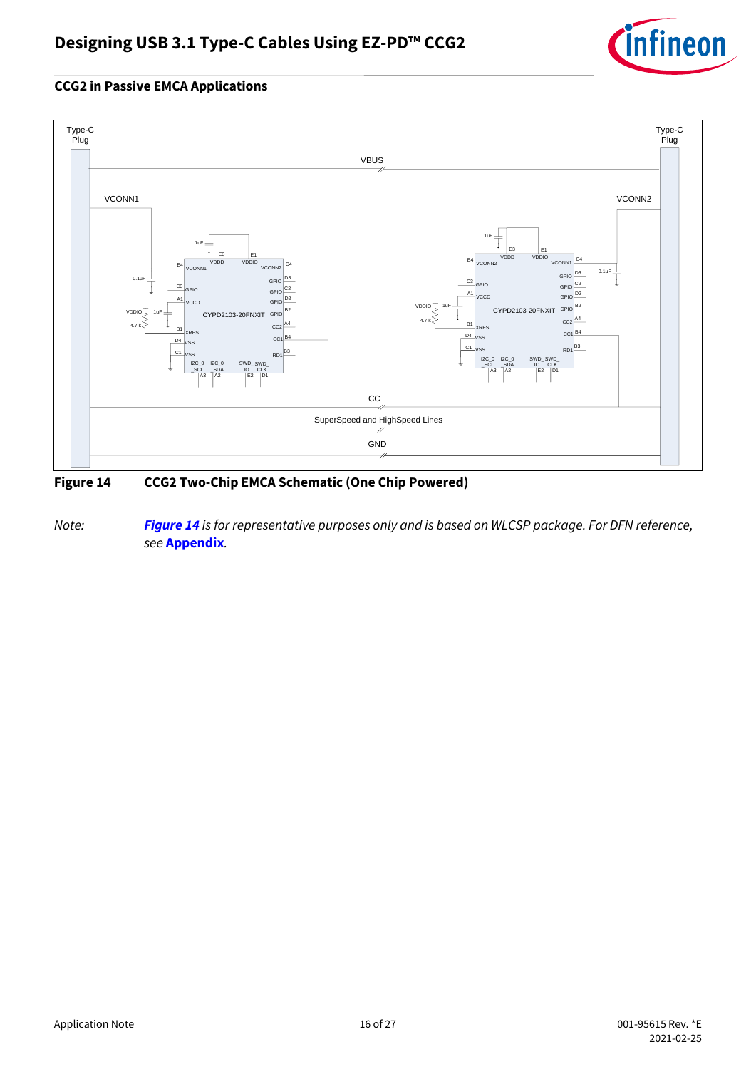## CCG2 in Passive EMCA Applications

**Figure 14 CCG2 Two-Chip EMCA Schematic (One Chip Powered)**

*Note: **Figure 14** is for representative purposes only and is based on WLCSP package. For DFN reference, see **Appendix**.*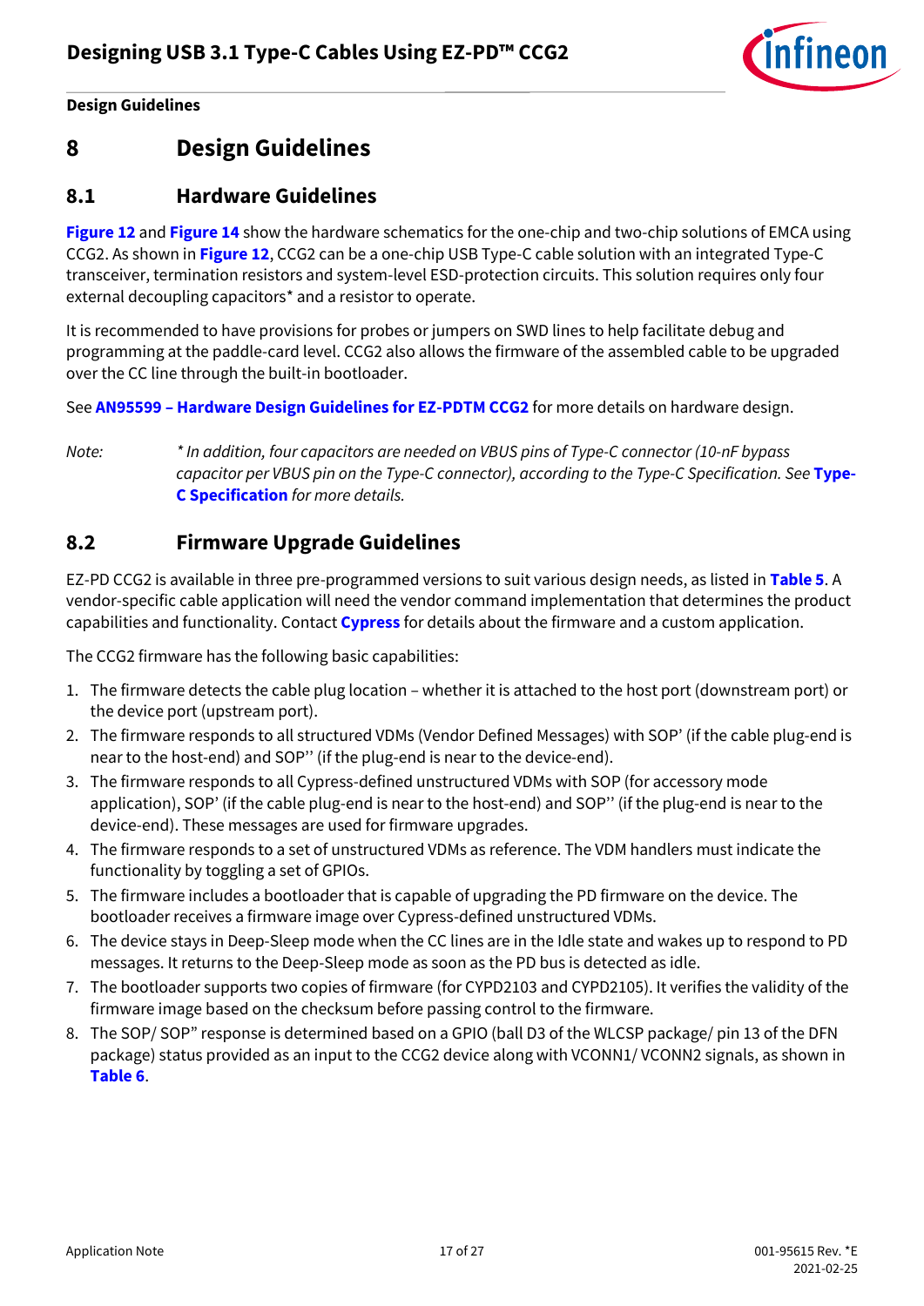# 8 Design Guidelines

## 8.1 Hardware Guidelines

**Figure 12** and **Figure 14** show the hardware schematics for the one-chip and two-chip solutions of EMCA using CCG2. As shown in **Figure 12**, CCG2 can be a one-chip USB Type-C cable solution with an integrated Type-C transceiver, termination resistors and system-level ESD-protection circuits. This solution requires only four external decoupling capacitors* and a resistor to operate.

It is recommended to have provisions for probes or jumpers on SWD lines to help facilitate debug and programming at the paddle-card level. CCG2 also allows the firmware of the assembled cable to be upgraded over the CC line through the built-in bootloader.

See **AN95599 – Hardware Design Guidelines for EZ-PDTM CCG2** for more details on hardware design.

*Note:* *\* In addition, four capacitors are needed on VBUS pins of Type-C connector (10-nF bypass capacitor per VBUS pin on the Type-C connector), according to the Type-C Specification. See* ***Type-C Specification*** *for more details.*

## 8.2 Firmware Upgrade Guidelines

EZ-PD CCG2 is available in three pre-programmed versions to suit various design needs, as listed in **Table 5**. A vendor-specific cable application will need the vendor command implementation that determines the product capabilities and functionality. Contact **Cypress** for details about the firmware and a custom application.

The CCG2 firmware has the following basic capabilities:

1. The firmware detects the cable plug location – whether it is attached to the host port (downstream port) or the device port (upstream port).
2. The firmware responds to all structured VDMs (Vendor Defined Messages) with SOP' (if the cable plug-end is near to the host-end) and SOP'' (if the plug-end is near to the device-end).
3. The firmware responds to all Cypress-defined unstructured VDMs with SOP (for accessory mode application), SOP' (if the cable plug-end is near to the host-end) and SOP'' (if the plug-end is near to the device-end). These messages are used for firmware upgrades.
4. The firmware responds to a set of unstructured VDMs as reference. The VDM handlers must indicate the functionality by toggling a set of GPIOs.
5. The firmware includes a bootloader that is capable of upgrading the PD firmware on the device. The bootloader receives a firmware image over Cypress-defined unstructured VDMs.
6. The device stays in Deep-Sleep mode when the CC lines are in the Idle state and wakes up to respond to PD messages. It returns to the Deep-Sleep mode as soon as the PD bus is detected as idle.
7. The bootloader supports two copies of firmware (for CYPD2103 and CYPD2105). It verifies the validity of the firmware image based on the checksum before passing control to the firmware.
8. The SOP/ SOP" response is determined based on a GPIO (ball D3 of the WLCSP package/ pin 13 of the DFN package) status provided as an input to the CCG2 device along with VCONN1/ VCONN2 signals, as shown in **Table 6**.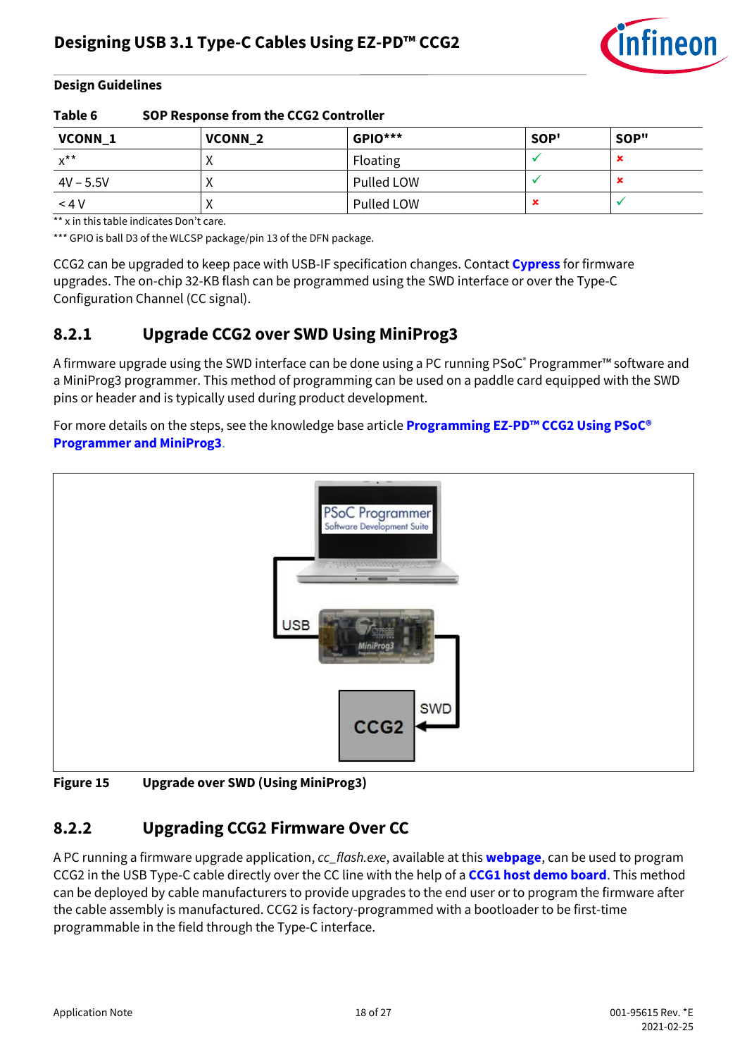**Design Guidelines**

**Table 6 SOP Response from the CCG2 Controller**

| VCONN_1 | VCONN_2 | GPIO*** | SOP' | SOP" |
|---|---|---|---|---|
| x** | X | Floating | ✓ | ✗ |
| 4V – 5.5V | X | Pulled LOW | ✓ | ✗ |
| < 4 V | X | Pulled LOW | ✗ | ✓ |

** x in this table indicates Don't care.

*** GPIO is ball D3 of the WLCSP package/pin 13 of the DFN package.

CCG2 can be upgraded to keep pace with USB-IF specification changes. Contact **Cypress** for firmware upgrades. The on-chip 32-KB flash can be programmed using the SWD interface or over the Type-C Configuration Channel (CC signal).

## 8.2.1 Upgrade CCG2 over SWD Using MiniProg3

A firmware upgrade using the SWD interface can be done using a PC running PSoC® Programmer™ software and a MiniProg3 programmer. This method of programming can be used on a paddle card equipped with the SWD pins or header and is typically used during product development.

For more details on the steps, see the knowledge base article **Programming EZ-PD™ CCG2 Using PSoC® Programmer and MiniProg3**.

**Figure 15 Upgrade over SWD (Using MiniProg3)**

## 8.2.2 Upgrading CCG2 Firmware Over CC

A PC running a firmware upgrade application, *cc_flash.exe*, available at this **webpage**, can be used to program CCG2 in the USB Type-C cable directly over the CC line with the help of a **CCG1 host demo board**. This method can be deployed by cable manufacturers to provide upgrades to the end user or to program the firmware after the cable assembly is manufactured. CCG2 is factory-programmed with a bootloader to be first-time programmable in the field through the Type-C interface.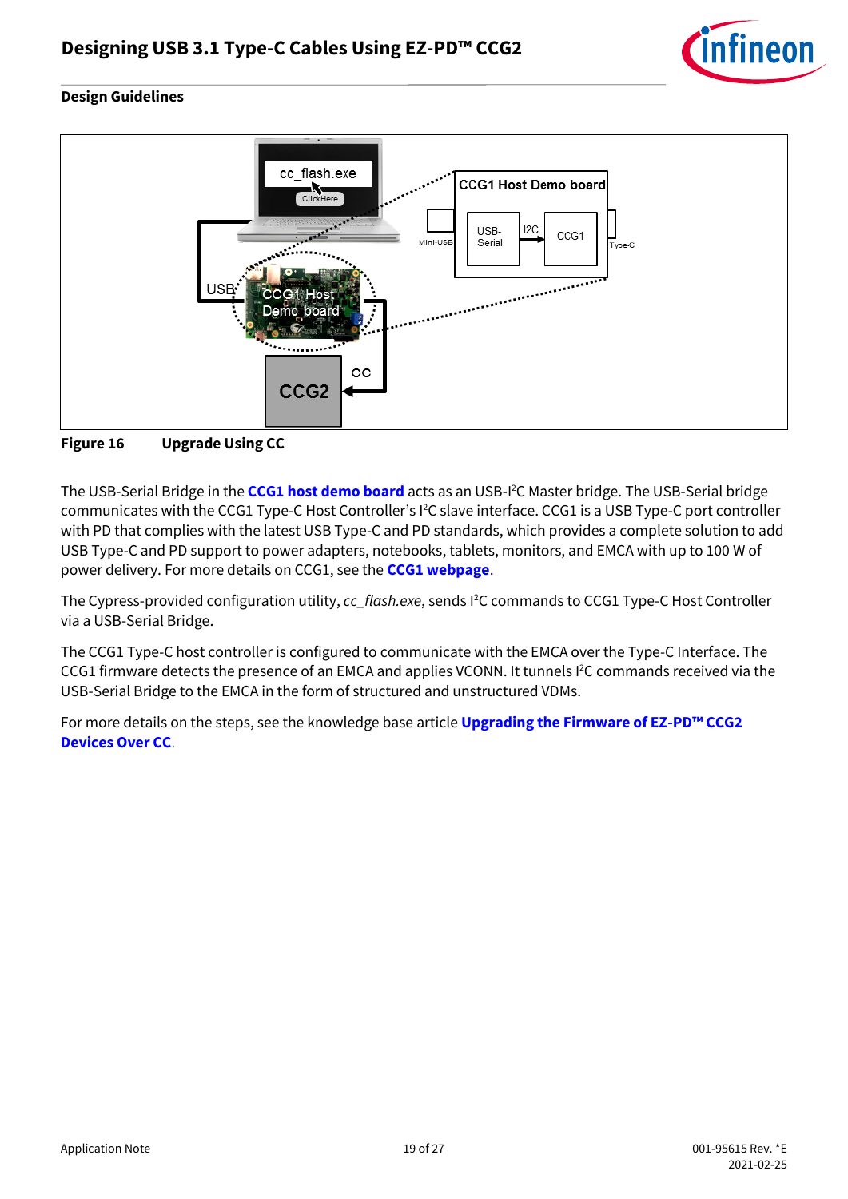Figure 16 Upgrade Using CC

The USB-Serial Bridge in the **CCG1 host demo board** acts as an USB-I$^2$C Master bridge. The USB-Serial bridge communicates with the CCG1 Type-C Host Controller's I$^2$C slave interface. CCG1 is a USB Type-C port controller with PD that complies with the latest USB Type-C and PD standards, which provides a complete solution to add USB Type-C and PD support to power adapters, notebooks, tablets, monitors, and EMCA with up to 100 W of power delivery. For more details on CCG1, see the **CCG1 webpage**.

The Cypress-provided configuration utility, *cc_flash.exe*, sends I$^2$C commands to CCG1 Type-C Host Controller via a USB-Serial Bridge.

The CCG1 Type-C host controller is configured to communicate with the EMCA over the Type-C Interface. The CCG1 firmware detects the presence of an EMCA and applies VCONN. It tunnels I$^2$C commands received via the USB-Serial Bridge to the EMCA in the form of structured and unstructured VDMs.

For more details on the steps, see the knowledge base article **Upgrading the Firmware of EZ-PD™ CCG2 Devices Over CC**.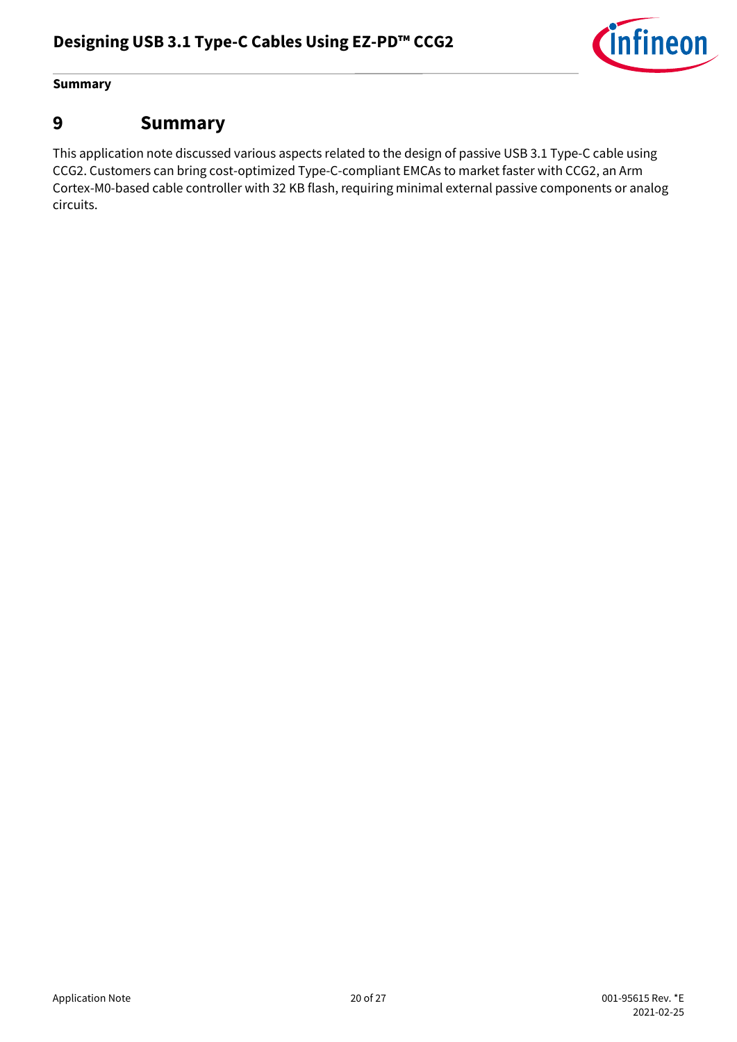# 9 Summary

This application note discussed various aspects related to the design of passive USB 3.1 Type-C cable using CCG2. Customers can bring cost-optimized Type-C-compliant EMCAs to market faster with CCG2, an Arm Cortex-M0-based cable controller with 32 KB flash, requiring minimal external passive components or analog circuits.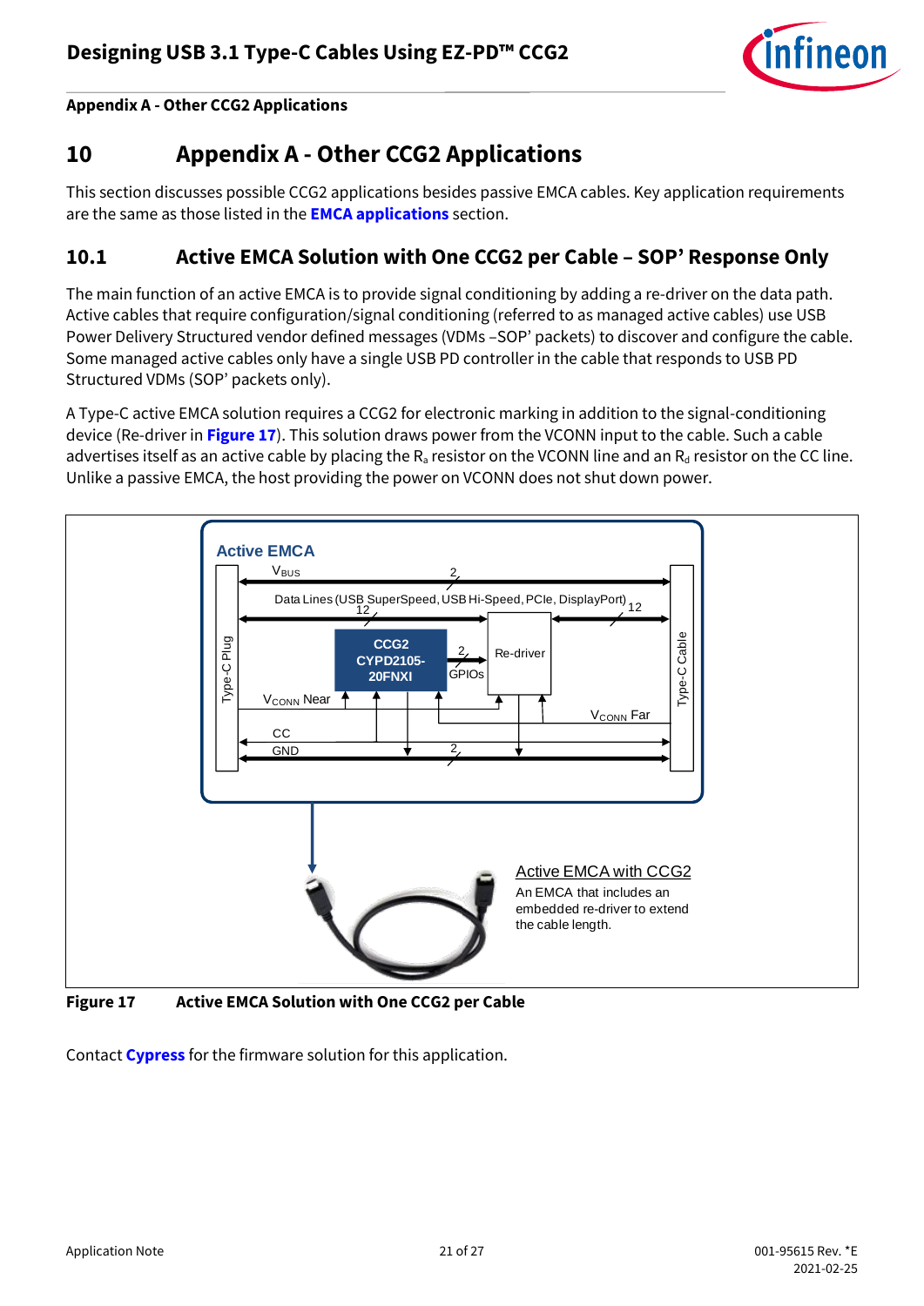# 10 Appendix A - Other CCG2 Applications

This section discusses possible CCG2 applications besides passive EMCA cables. Key application requirements are the same as those listed in the **EMCA applications** section.

## 10.1 Active EMCA Solution with One CCG2 per Cable – SOP' Response Only

The main function of an active EMCA is to provide signal conditioning by adding a re-driver on the data path. Active cables that require configuration/signal conditioning (referred to as managed active cables) use USB Power Delivery Structured vendor defined messages (VDMs –SOP' packets) to discover and configure the cable. Some managed active cables only have a single USB PD controller in the cable that responds to USB PD Structured VDMs (SOP' packets only).

A Type-C active EMCA solution requires a CCG2 for electronic marking in addition to the signal-conditioning device (Re-driver in **Figure 17**). This solution draws power from the VCONN input to the cable. Such a cable advertises itself as an active cable by placing the $R_a$ resistor on the VCONN line and an $R_d$ resistor on the CC line. Unlike a passive EMCA, the host providing the power on VCONN does not shut down power.

**Figure 17 Active EMCA Solution with One CCG2 per Cable**

Contact **Cypress** for the firmware solution for this application.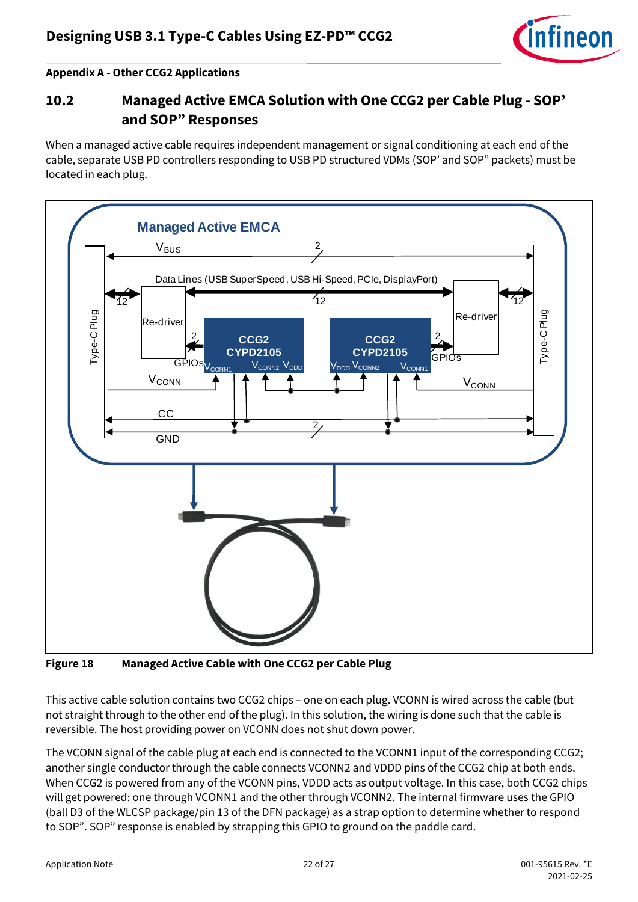Appendix A - Other CCG2 Applications

## 10.2 Managed Active EMCA Solution with One CCG2 per Cable Plug - SOP' and SOP" Responses

When a managed active cable requires independent management or signal conditioning at each end of the cable, separate USB PD controllers responding to USB PD structured VDMs (SOP' and SOP" packets) must be located in each plug.

**Figure 18 Managed Active Cable with One CCG2 per Cable Plug**

This active cable solution contains two CCG2 chips – one on each plug. VCONN is wired across the cable (but not straight through to the other end of the plug). In this solution, the wiring is done such that the cable is reversible. The host providing power on VCONN does not shut down power.

The VCONN signal of the cable plug at each end is connected to the VCONN1 input of the corresponding CCG2; another single conductor through the cable connects VCONN2 and VDDD pins of the CCG2 chip at both ends. When CCG2 is powered from any of the VCONN pins, VDDD acts as output voltage. In this case, both CCG2 chips will get powered: one through VCONN1 and the other through VCONN2. The internal firmware uses the GPIO (ball D3 of the WLCSP package/pin 13 of the DFN package) as a strap option to determine whether to respond to SOP". SOP" response is enabled by strapping this GPIO to ground on the paddle card.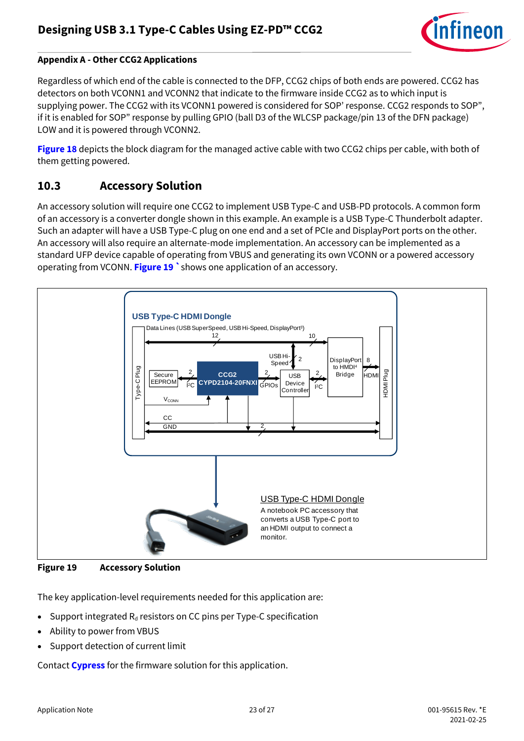**Appendix A - Other CCG2 Applications**

Regardless of which end of the cable is connected to the DFP, CCG2 chips of both ends are powered. CCG2 has detectors on both VCONN1 and VCONN2 that indicate to the firmware inside CCG2 as to which input is supplying power. The CCG2 with its VCONN1 powered is considered for SOP' response. CCG2 responds to SOP", if it is enabled for SOP" response by pulling GPIO (ball D3 of the WLCSP package/pin 13 of the DFN package) LOW and it is powered through VCONN2.

**Figure 18** depicts the block diagram for the managed active cable with two CCG2 chips per cable, with both of them getting powered.

## 10.3 Accessory Solution

An accessory solution will require one CCG2 to implement USB Type-C and USB-PD protocols. A common form of an accessory is a converter dongle shown in this example. An example is a USB Type-C Thunderbolt adapter. Such an adapter will have a USB Type-C plug on one end and a set of PCIe and DisplayPort ports on the other. An accessory will also require an alternate-mode implementation. An accessory can be implemented as a standard UFP device capable of operating from VBUS and generating its own VCONN or a powered accessory operating from VCONN. **Figure 19** ` shows one application of an accessory.

**Figure 19 Accessory Solution**

The key application-level requirements needed for this application are:

- Support integrated $R_d$ resistors on CC pins per Type-C specification
- Ability to power from VBUS
- Support detection of current limit

Contact **Cypress** for the firmware solution for this application.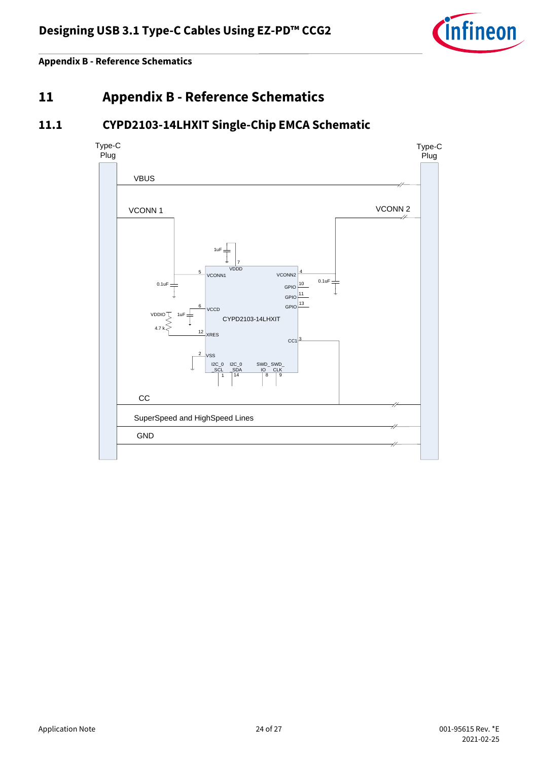# 11 Appendix B - Reference Schematics

## 11.1 CYPD2103-14LHXIT Single-Chip EMCA Schematic

Type-C Plug

VBUS

VCONN 1

VCONN 2

1uF

7

VDDD

5

VCONN1

VCONN2

4

0.1uF

0.1uF

10

GPIO

11

GPIO

13

GPIO

6

VCCD

VDDIO

1uF

CYPD2103-14LHXIT

4.7 k

12

XRES

CC1

3

2

VSS

I2C_0_SCL

1

I2C_0_SDA

14

SWD_IO

8

SWD_CLK

9

CC

SuperSpeed and HighSpeed Lines

GND

Type-C Plug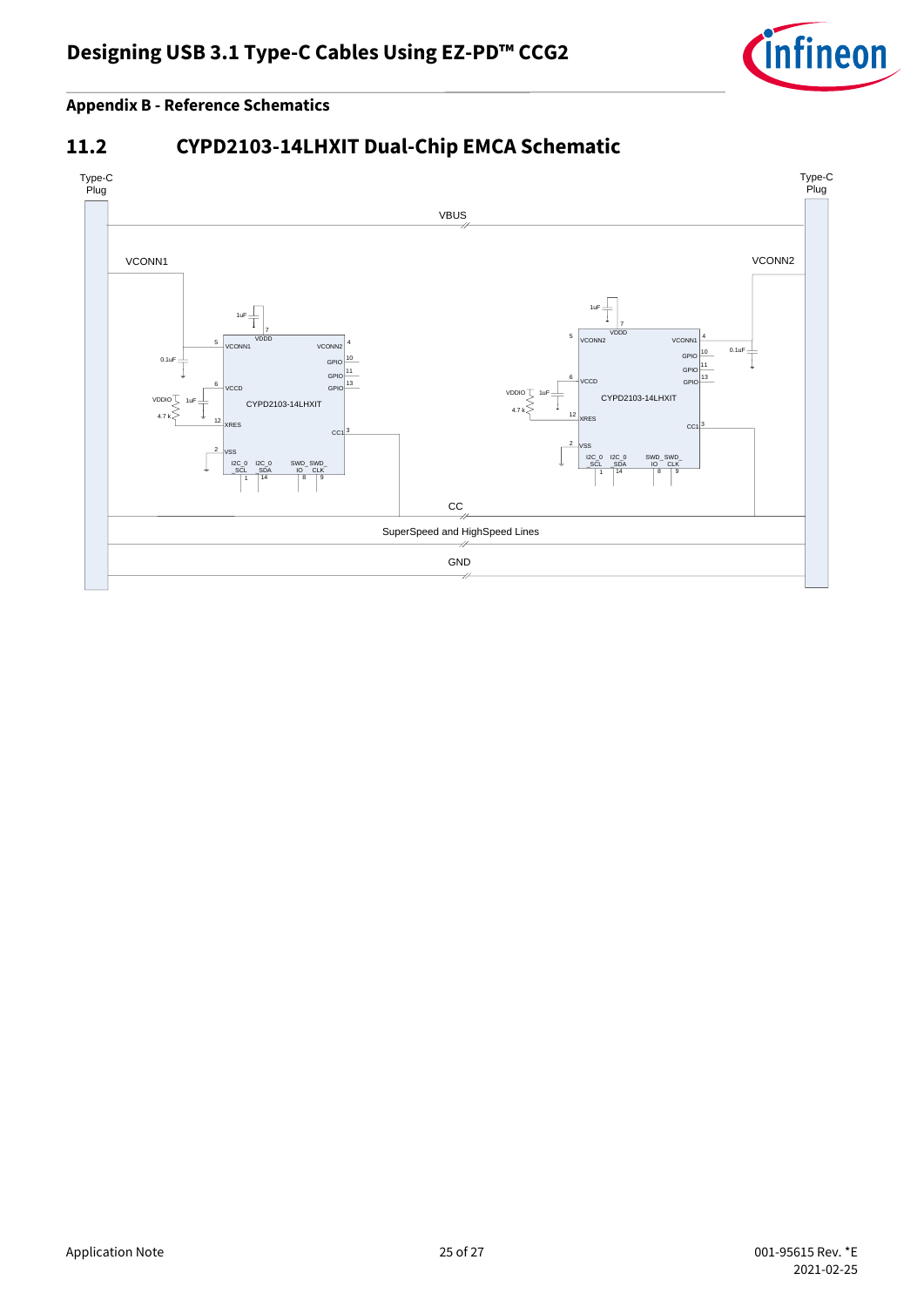## 11.2 CYPD2103-14LHXIT Dual-Chip EMCA Schematic

Type-C Plug

VBUS

VCONN1

1uF

7

VDDD

5 VCONN1

VCONN2 4

0.1uF

GPIO 10

GPIO 11

GPIO 13

6 VCCD

VDDIO

1uF

CYPD2103-14LHXIT

4.7 k

12 XRES

CC1 3

2 VSS

I2C_0_SCL 1

I2C_0_SDA 14

SWD_IO 8

SWD_CLK 9

Type-C Plug

VCONN2

1uF

7

VDDD

5 VCONN2

VCONN1 4

0.1uF

GPIO 10

GPIO 11

GPIO 13

6 VCCD

VDDIO

1uF

4.7 k

CYPD2103-14LHXIT

12 XRES

CC1 3

2 VSS

I2C_0_SCL 1

I2C_0_SDA 14

SWD_IO 8

SWD_CLK 9

CC

SuperSpeed and HighSpeed Lines

GND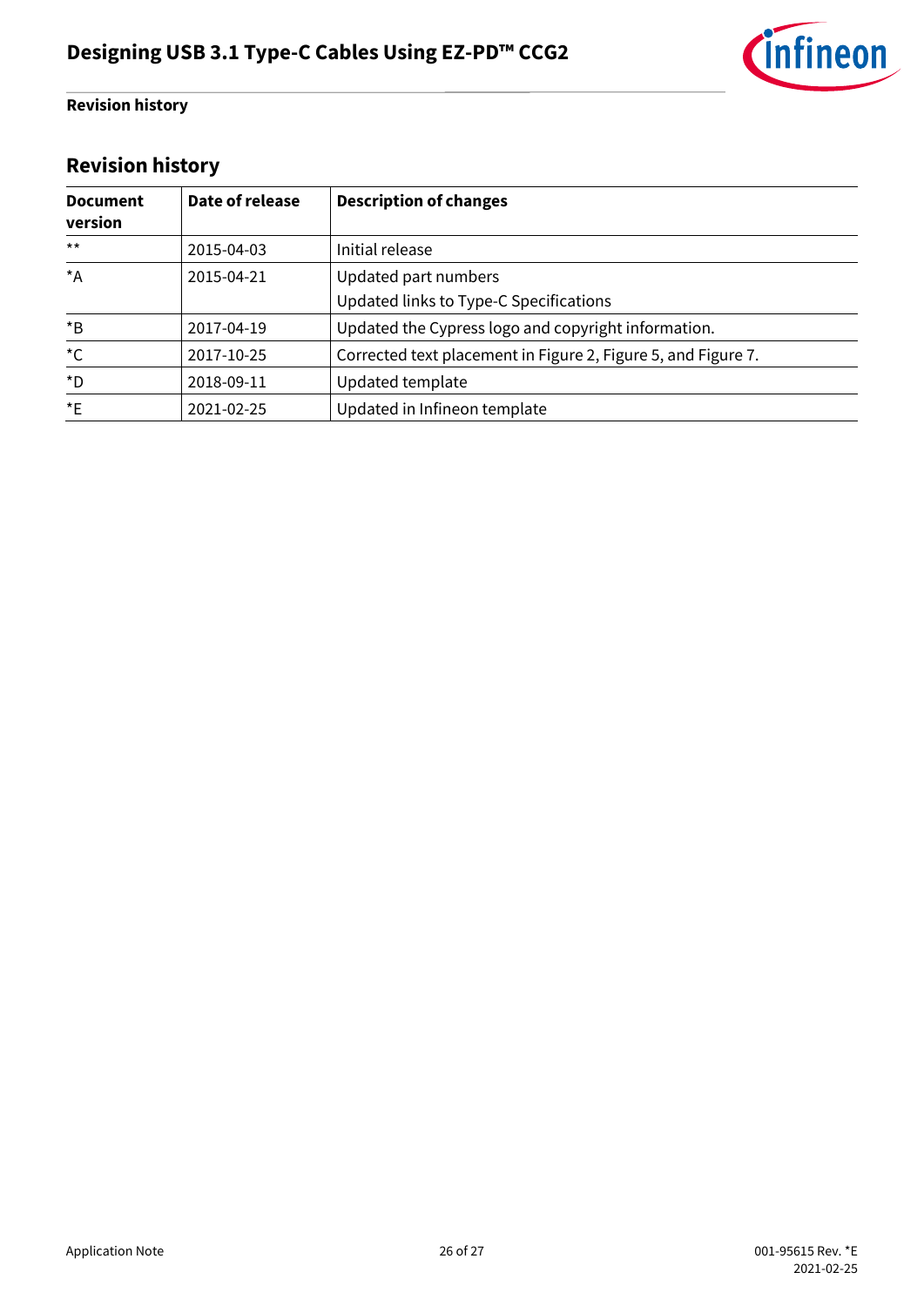## Revision history

| Document version | Date of release | Description of changes |
|---|---|---|
| ** | 2015-04-03 | Initial release |
| *A | 2015-04-21 | Updated part numbers<br>Updated links to Type-C Specifications |
| *B | 2017-04-19 | Updated the Cypress logo and copyright information. |
| *C | 2017-10-25 | Corrected text placement in Figure 2, Figure 5, and Figure 7. |
| *D | 2018-09-11 | Updated template |
| *E | 2021-02-25 | Updated in Infineon template |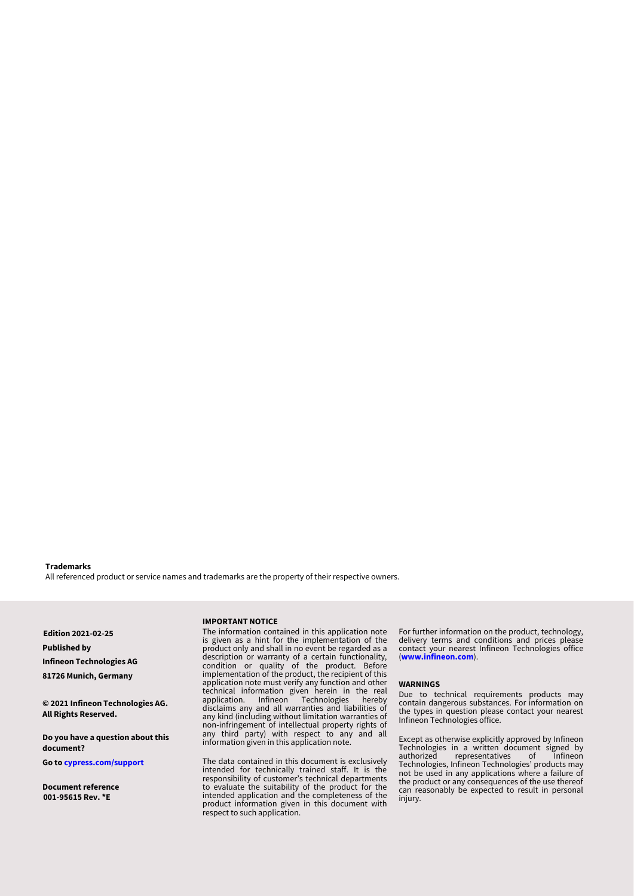**Trademarks**

All referenced product or service names and trademarks are the property of their respective owners.

**Edition 2021-02-25**

**Published by**

**Infineon Technologies AG**

**81726 Munich, Germany**

**© 2021 Infineon Technologies AG. All Rights Reserved.**

**Do you have a question about this document?**

**Go to cypress.com/support**

**Document reference 001-95615 Rev. *E**

**IMPORTANT NOTICE**

The information contained in this application note is given as a hint for the implementation of the product only and shall in no event be regarded as a description or warranty of a certain functionality, condition or quality of the product. Before implementation of the product, the recipient of this application note must verify any function and other technical information given herein in the real application. Infineon Technologies hereby disclaims any and all warranties and liabilities of any kind (including without limitation warranties of non-infringement of intellectual property rights of any third party) with respect to any and all information given in this application note.

The data contained in this document is exclusively intended for technically trained staff. It is the responsibility of customer's technical departments to evaluate the suitability of the product for the intended application and the completeness of the product information given in this document with respect to such application.

For further information on the product, technology, delivery terms and conditions and prices please contact your nearest Infineon Technologies office (**www.infineon.com**).

**WARNINGS**

Due to technical requirements products may contain dangerous substances. For information on the types in question please contact your nearest Infineon Technologies office.

Except as otherwise explicitly approved by Infineon Technologies in a written document signed by authorized representatives of Infineon Technologies, Infineon Technologies' products may not be used in any applications where a failure of the product or any consequences of the use thereof can reasonably be expected to result in personal injury.